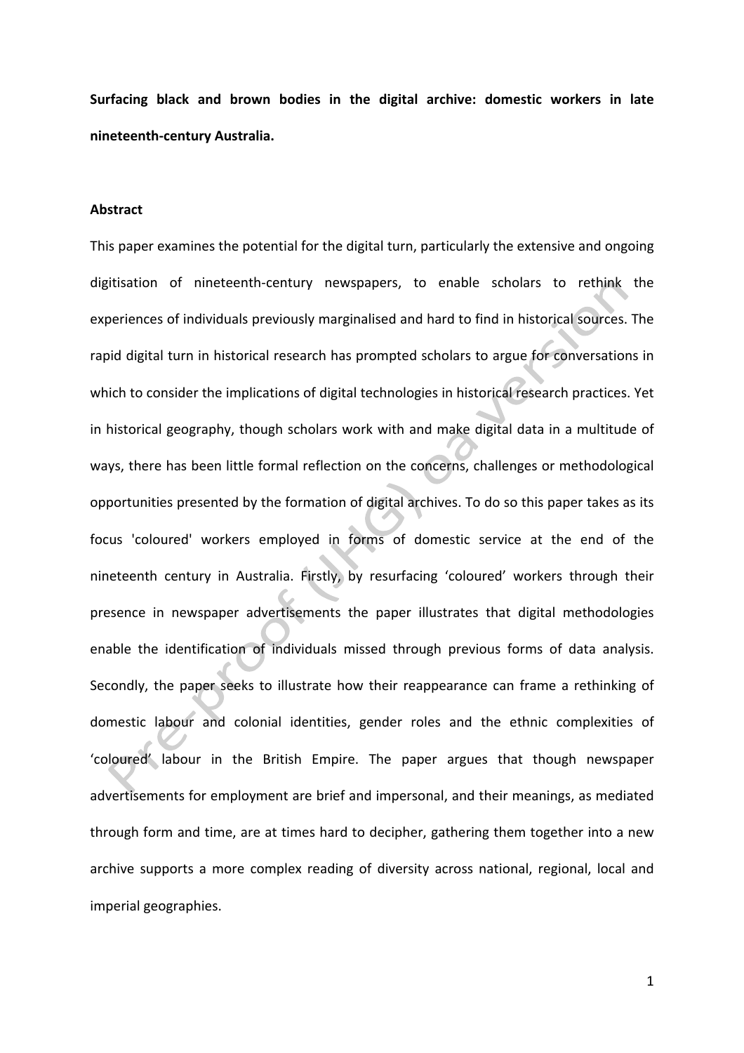**Surfacing black and brown bodies in the digital archive: domestic workers in late nineteenth-century Australia.**

**Abstract**

This paper examines the potential for the digital turn, particularly the extensive and ongoing digitisation of nineteenth-century newspapers, to enable scholars to rethink the experiences of individuals previously marginalised and hard to find in historical sources. The rapid digital turn in historical research has prompted scholars to argue for conversations in which to consider the implications of digital technologies in historical research practices. Yet in historical geography, though scholars work with and make digital data in a multitude of ways, there has been little formal reflection on the concerns, challenges or methodological opportunities presented by the formation of digital archives. To do so this paper takes as its focus 'coloured' workers employed in forms of domestic service at the end of the nineteenth century in Australia. Firstly, by resurfacing 'coloured' workers through their presence in newspaper advertisements the paper illustrates that digital methodologies enable the identification of individuals missed through previous forms of data analysis. Secondly, the paper seeks to illustrate how their reappearance can frame a rethinking of domestic labour and colonial identities, gender roles and the ethnic complexities of 'coloured' labour in the British Empire. The paper argues that though newspaper advertisements for employment are brief and impersonal, and their meanings, as mediated through form and time, are at times hard to decipher, gathering them together into a new archive supports a more complex reading of diversity across national, regional, local and imperial geographies.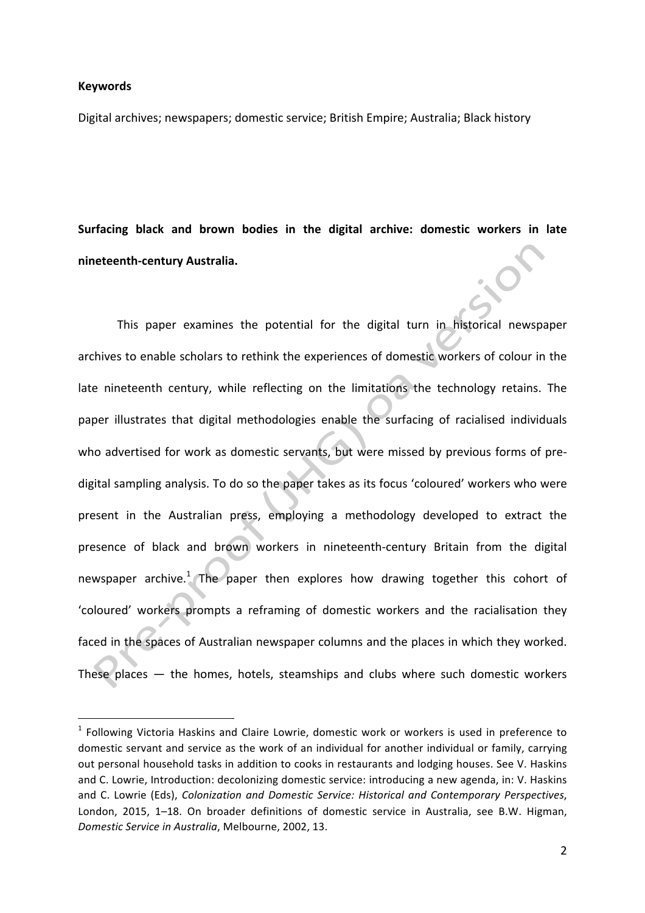**Keywords**

Digital archives; newspapers; domestic service; British Empire; Australia; Black history

**Surfacing black and brown bodies in the digital archive: domestic workers in late nineteenth-century Australia.**

This paper examines the potential for the digital turn in historical newspaper archives to enable scholars to rethink the experiences of domestic workers of colour in the late nineteenth century, while reflecting on the limitations the technology retains. The paper illustrates that digital methodologies enable the surfacing of racialised individuals who advertised for work as domestic servants, but were missed by previous forms of pre-digital sampling analysis. To do so the paper takes as its focus 'coloured' workers who were present in the Australian press, employing a methodology developed to extract the presence of black and brown workers in nineteenth-century Britain from the digital newspaper archive.[1] The paper then explores how drawing together this cohort of 'coloured' workers prompts a reframing of domestic workers and the racialisation they faced in the spaces of Australian newspaper columns and the places in which they worked. These places — the homes, hotels, steamships and clubs where such domestic workers

[1] Following Victoria Haskins and Claire Lowrie, domestic work or workers is used in preference to domestic servant and service as the work of an individual for another individual or family, carrying out personal household tasks in addition to cooks in restaurants and lodging houses. See V. Haskins and C. Lowrie, Introduction: decolonizing domestic service: introducing a new agenda, in: V. Haskins and C. Lowrie (Eds), *Colonization and Domestic Service: Historical and Contemporary Perspectives*, London, 2015, 1–18. On broader definitions of domestic service in Australia, see B.W. Higman, *Domestic Service in Australia*, Melbourne, 2002, 13.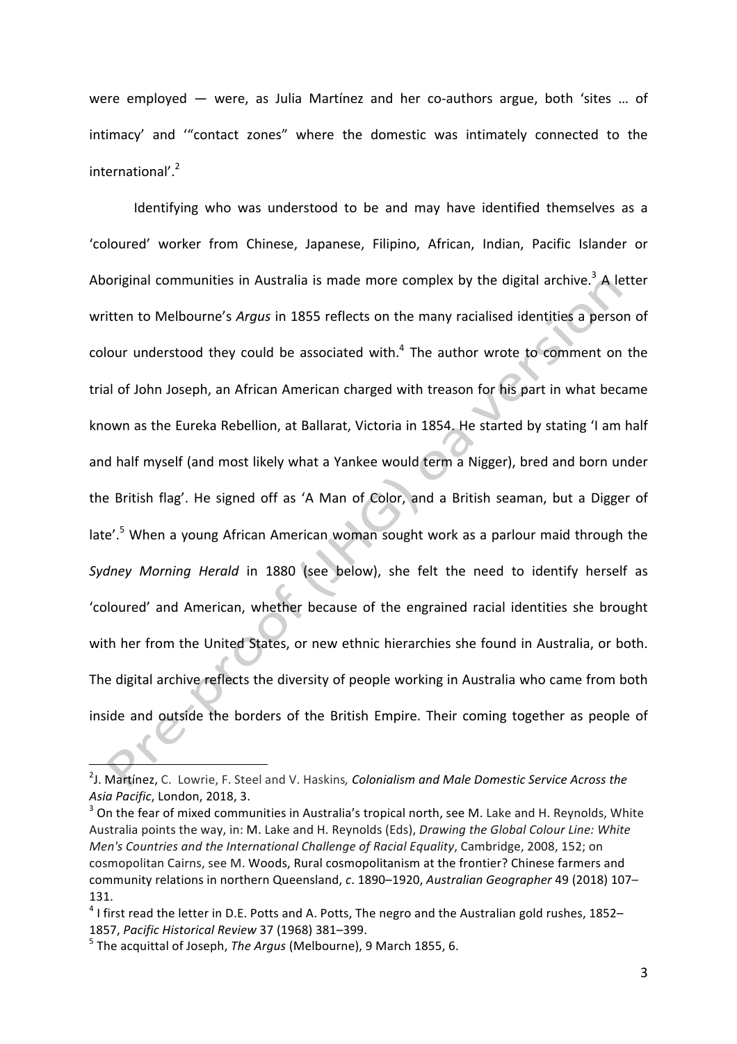were employed — were, as Julia Martínez and her co-authors argue, both 'sites … of intimacy' and '"contact zones" where the domestic was intimately connected to the international'.[2]

Identifying who was understood to be and may have identified themselves as a 'coloured' worker from Chinese, Japanese, Filipino, African, Indian, Pacific Islander or Aboriginal communities in Australia is made more complex by the digital archive.[3] A letter written to Melbourne's *Argus* in 1855 reflects on the many racialised identities a person of colour understood they could be associated with.[4] The author wrote to comment on the trial of John Joseph, an African American charged with treason for his part in what became known as the Eureka Rebellion, at Ballarat, Victoria in 1854. He started by stating 'I am half and half myself (and most likely what a Yankee would term a Nigger), bred and born under the British flag'. He signed off as 'A Man of Color, and a British seaman, but a Digger of late'.[5] When a young African American woman sought work as a parlour maid through the *Sydney Morning Herald* in 1880 (see below), she felt the need to identify herself as 'coloured' and American, whether because of the engrained racial identities she brought with her from the United States, or new ethnic hierarchies she found in Australia, or both. The digital archive reflects the diversity of people working in Australia who came from both inside and outside the borders of the British Empire. Their coming together as people of

[2] J. Martínez, C. Lowrie, F. Steel and V. Haskins, *Colonialism and Male Domestic Service Across the Asia Pacific*, London, 2018, 3.

[3] On the fear of mixed communities in Australia's tropical north, see M. Lake and H. Reynolds, White Australia points the way, in: M. Lake and H. Reynolds (Eds), *Drawing the Global Colour Line: White Men's Countries and the International Challenge of Racial Equality*, Cambridge, 2008, 152; on cosmopolitan Cairns, see M. Woods, Rural cosmopolitanism at the frontier? Chinese farmers and community relations in northern Queensland, *c*. 1890–1920, *Australian Geographer* 49 (2018) 107–131.

[4] I first read the letter in D.E. Potts and A. Potts, The negro and the Australian gold rushes, 1852–1857, *Pacific Historical Review* 37 (1968) 381–399.

[5] The acquittal of Joseph, *The Argus* (Melbourne), 9 March 1855, 6.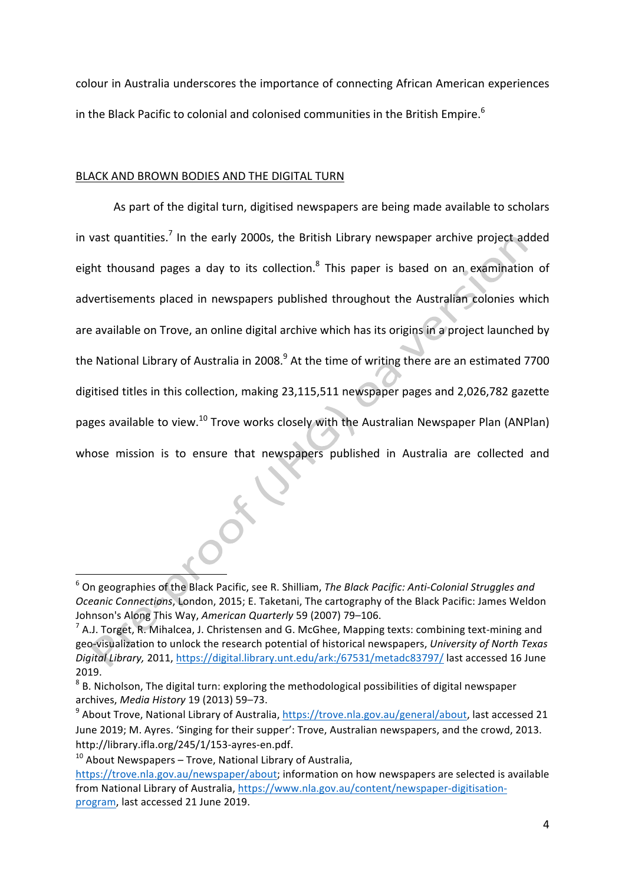colour in Australia underscores the importance of connecting African American experiences in the Black Pacific to colonial and colonised communities in the British Empire.[6]

## BLACK AND BROWN BODIES AND THE DIGITAL TURN

As part of the digital turn, digitised newspapers are being made available to scholars in vast quantities.[7] In the early 2000s, the British Library newspaper archive project added eight thousand pages a day to its collection.[8] This paper is based on an examination of advertisements placed in newspapers published throughout the Australian colonies which are available on Trove, an online digital archive which has its origins in a project launched by the National Library of Australia in 2008.[9] At the time of writing there are an estimated 7700 digitised titles in this collection, making 23,115,511 newspaper pages and 2,026,782 gazette pages available to view.[10] Trove works closely with the Australian Newspaper Plan (ANPlan) whose mission is to ensure that newspapers published in Australia are collected and

---

[6] On geographies of the Black Pacific, see R. Shilliam, *The Black Pacific: Anti-Colonial Struggles and Oceanic Connections*, London, 2015; E. Taketani, The cartography of the Black Pacific: James Weldon Johnson's Along This Way, *American Quarterly* 59 (2007) 79–106.

[7] A.J. Torget, R. Mihalcea, J. Christensen and G. McGhee, Mapping texts: combining text-mining and geo-visualization to unlock the research potential of historical newspapers, *University of North Texas Digital Library,* 2011, https://digital.library.unt.edu/ark:/67531/metadc83797/ last accessed 16 June 2019.

[8] B. Nicholson, The digital turn: exploring the methodological possibilities of digital newspaper archives, *Media History* 19 (2013) 59–73.

[9] About Trove, National Library of Australia, https://trove.nla.gov.au/general/about, last accessed 21 June 2019; M. Ayres. 'Singing for their supper': Trove, Australian newspapers, and the crowd, 2013. http://library.ifla.org/245/1/153-ayres-en.pdf.

[10] About Newspapers – Trove, National Library of Australia, https://trove.nla.gov.au/newspaper/about; information on how newspapers are selected is available from National Library of Australia, https://www.nla.gov.au/content/newspaper-digitisation-program, last accessed 21 June 2019.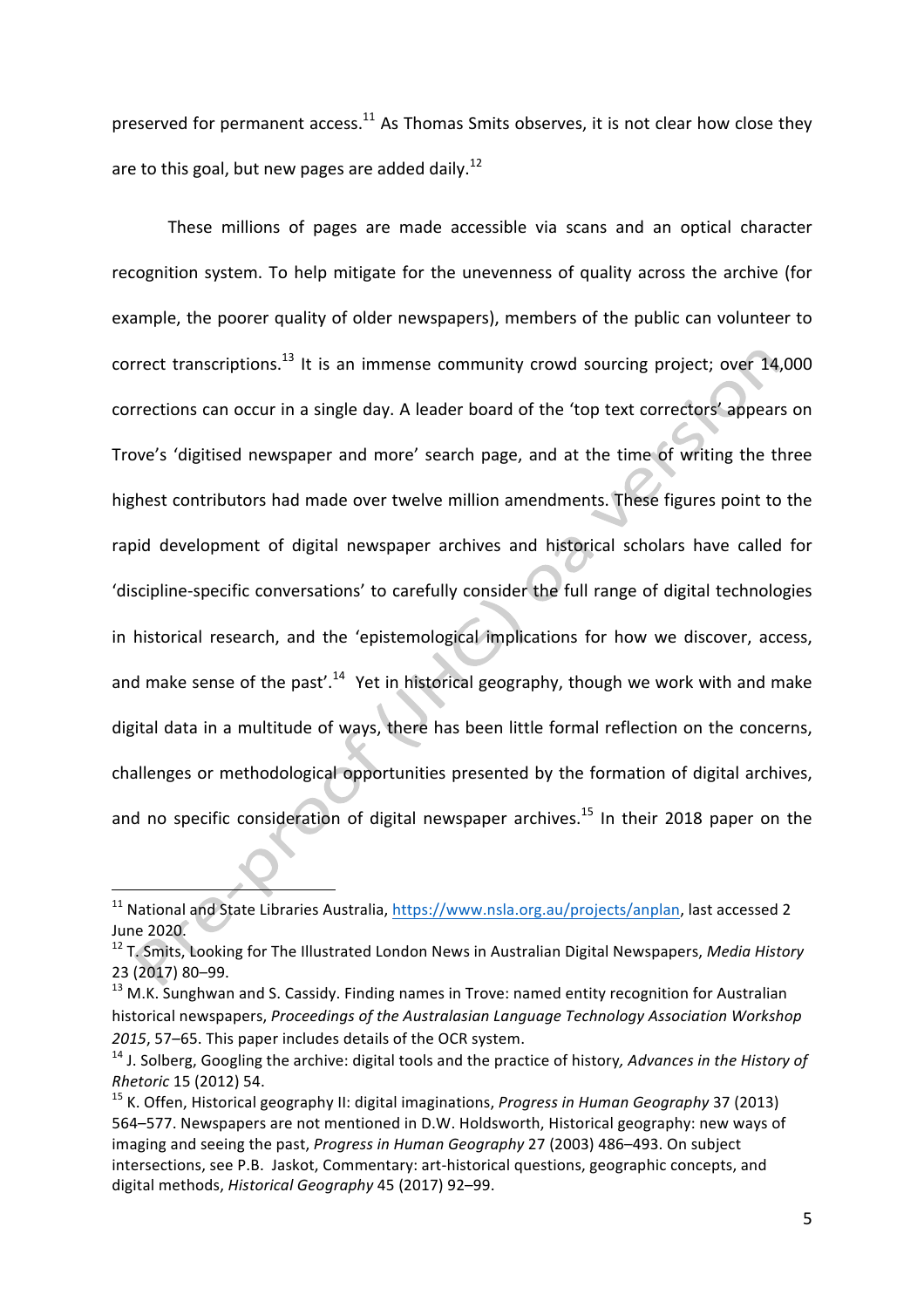preserved for permanent access.[11] As Thomas Smits observes, it is not clear how close they are to this goal, but new pages are added daily.[12]

These millions of pages are made accessible via scans and an optical character recognition system. To help mitigate for the unevenness of quality across the archive (for example, the poorer quality of older newspapers), members of the public can volunteer to correct transcriptions.[13] It is an immense community crowd sourcing project; over 14,000 corrections can occur in a single day. A leader board of the 'top text correctors' appears on Trove's 'digitised newspaper and more' search page, and at the time of writing the three highest contributors had made over twelve million amendments. These figures point to the rapid development of digital newspaper archives and historical scholars have called for 'discipline-specific conversations' to carefully consider the full range of digital technologies in historical research, and the 'epistemological implications for how we discover, access, and make sense of the past'.[14] Yet in historical geography, though we work with and make digital data in a multitude of ways, there has been little formal reflection on the concerns, challenges or methodological opportunities presented by the formation of digital archives, and no specific consideration of digital newspaper archives.[15] In their 2018 paper on the

---

[11] National and State Libraries Australia, https://www.nsla.org.au/projects/anplan, last accessed 2 June 2020.

[12] T. Smits, Looking for The Illustrated London News in Australian Digital Newspapers, *Media History* 23 (2017) 80–99.

[13] M.K. Sunghwan and S. Cassidy. Finding names in Trove: named entity recognition for Australian historical newspapers, *Proceedings of the Australasian Language Technology Association Workshop 2015*, 57–65. This paper includes details of the OCR system.

[14] J. Solberg, Googling the archive: digital tools and the practice of history, *Advances in the History of Rhetoric* 15 (2012) 54.

[15] K. Offen, Historical geography II: digital imaginations, *Progress in Human Geography* 37 (2013) 564–577. Newspapers are not mentioned in D.W. Holdsworth, Historical geography: new ways of imaging and seeing the past, *Progress in Human Geography* 27 (2003) 486–493. On subject intersections, see P.B. Jaskot, Commentary: art-historical questions, geographic concepts, and digital methods, *Historical Geography* 45 (2017) 92–99.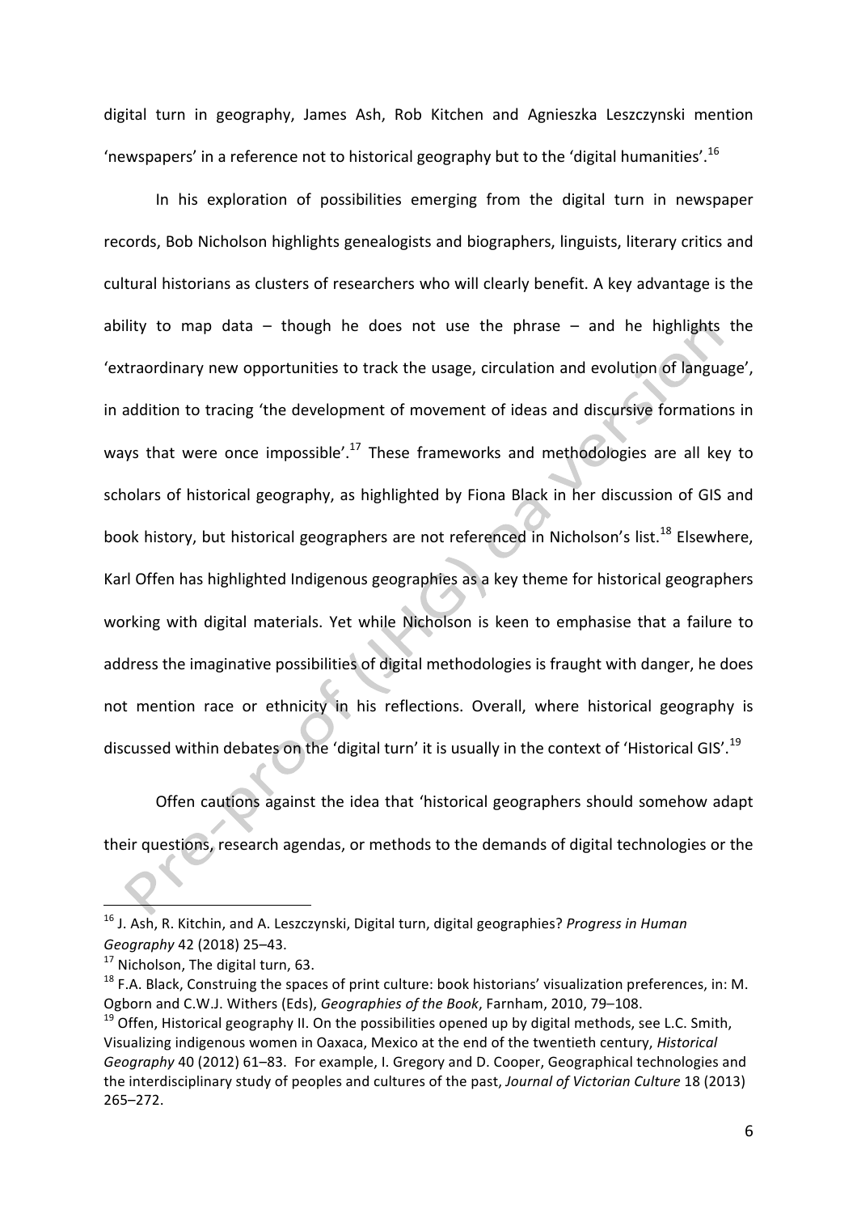digital turn in geography, James Ash, Rob Kitchen and Agnieszka Leszczynski mention 'newspapers' in a reference not to historical geography but to the 'digital humanities'.[16]

In his exploration of possibilities emerging from the digital turn in newspaper records, Bob Nicholson highlights genealogists and biographers, linguists, literary critics and cultural historians as clusters of researchers who will clearly benefit. A key advantage is the ability to map data – though he does not use the phrase – and he highlights the 'extraordinary new opportunities to track the usage, circulation and evolution of language', in addition to tracing 'the development of movement of ideas and discursive formations in ways that were once impossible'.[17] These frameworks and methodologies are all key to scholars of historical geography, as highlighted by Fiona Black in her discussion of GIS and book history, but historical geographers are not referenced in Nicholson's list.[18] Elsewhere, Karl Offen has highlighted Indigenous geographies as a key theme for historical geographers working with digital materials. Yet while Nicholson is keen to emphasise that a failure to address the imaginative possibilities of digital methodologies is fraught with danger, he does not mention race or ethnicity in his reflections. Overall, where historical geography is discussed within debates on the 'digital turn' it is usually in the context of 'Historical GIS'.[19]

Offen cautions against the idea that 'historical geographers should somehow adapt their questions, research agendas, or methods to the demands of digital technologies or the

---

[16] J. Ash, R. Kitchin, and A. Leszczynski, Digital turn, digital geographies? *Progress in Human Geography* 42 (2018) 25–43.

[17] Nicholson, The digital turn, 63.

[18] F.A. Black, Construing the spaces of print culture: book historians' visualization preferences, in: M. Ogborn and C.W.J. Withers (Eds), *Geographies of the Book*, Farnham, 2010, 79–108.

[19] Offen, Historical geography II. On the possibilities opened up by digital methods, see L.C. Smith, Visualizing indigenous women in Oaxaca, Mexico at the end of the twentieth century, *Historical Geography* 40 (2012) 61–83. For example, I. Gregory and D. Cooper, Geographical technologies and the interdisciplinary study of peoples and cultures of the past, *Journal of Victorian Culture* 18 (2013) 265–272.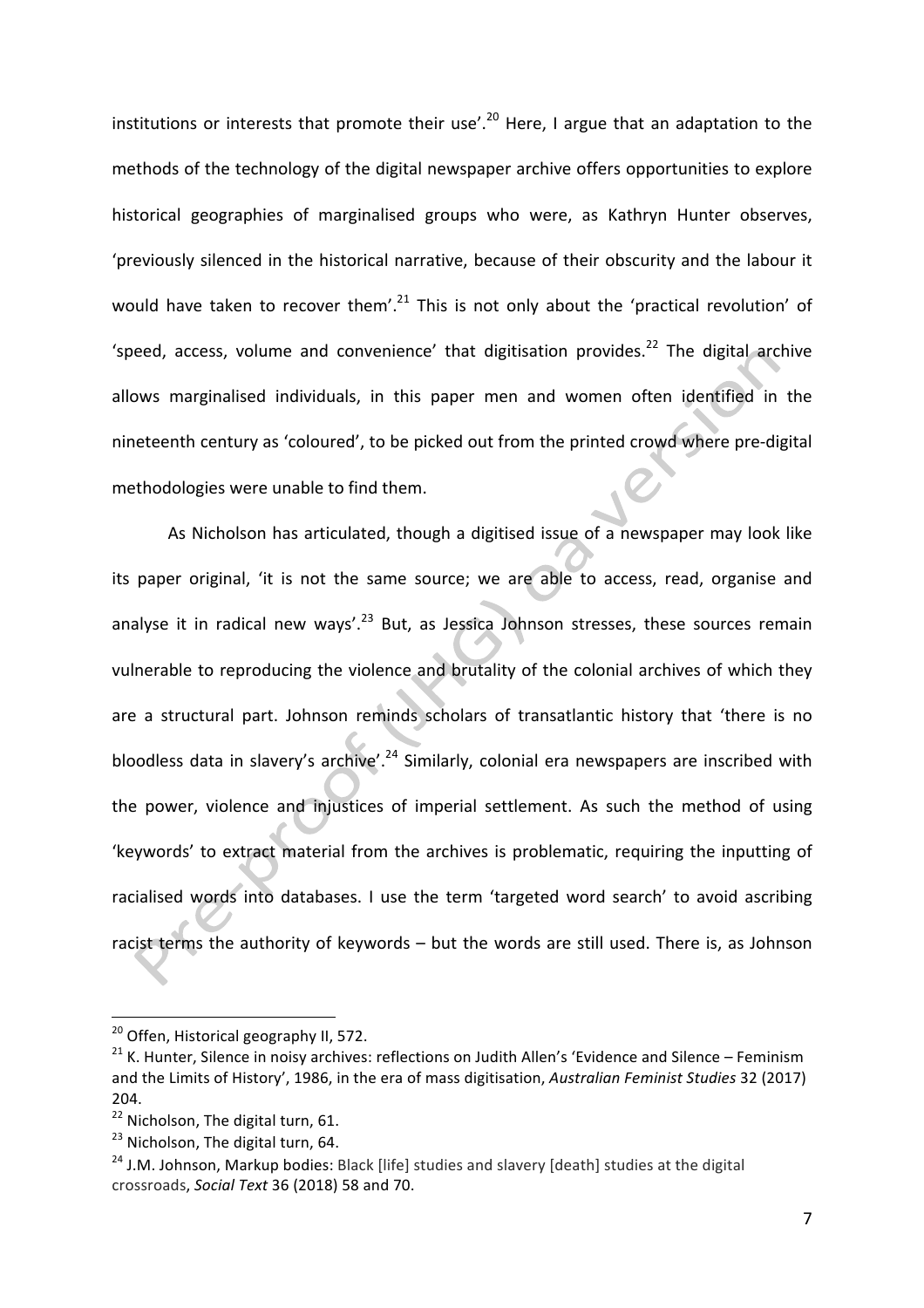institutions or interests that promote their use'.[20] Here, I argue that an adaptation to the methods of the technology of the digital newspaper archive offers opportunities to explore historical geographies of marginalised groups who were, as Kathryn Hunter observes, 'previously silenced in the historical narrative, because of their obscurity and the labour it would have taken to recover them'.[21] This is not only about the 'practical revolution' of 'speed, access, volume and convenience' that digitisation provides.[22] The digital archive allows marginalised individuals, in this paper men and women often identified in the nineteenth century as 'coloured', to be picked out from the printed crowd where pre-digital methodologies were unable to find them.

As Nicholson has articulated, though a digitised issue of a newspaper may look like its paper original, 'it is not the same source; we are able to access, read, organise and analyse it in radical new ways'.[23] But, as Jessica Johnson stresses, these sources remain vulnerable to reproducing the violence and brutality of the colonial archives of which they are a structural part. Johnson reminds scholars of transatlantic history that 'there is no bloodless data in slavery's archive'.[24] Similarly, colonial era newspapers are inscribed with the power, violence and injustices of imperial settlement. As such the method of using 'keywords' to extract material from the archives is problematic, requiring the inputting of racialised words into databases. I use the term 'targeted word search' to avoid ascribing racist terms the authority of keywords – but the words are still used. There is, as Johnson

[20] Offen, Historical geography II, 572.

[21] K. Hunter, Silence in noisy archives: reflections on Judith Allen's 'Evidence and Silence – Feminism and the Limits of History', 1986, in the era of mass digitisation, *Australian Feminist Studies* 32 (2017) 204.

[22] Nicholson, The digital turn, 61.

[23] Nicholson, The digital turn, 64.

[24] J.M. Johnson, Markup bodies: Black [life] studies and slavery [death] studies at the digital crossroads, *Social Text* 36 (2018) 58 and 70.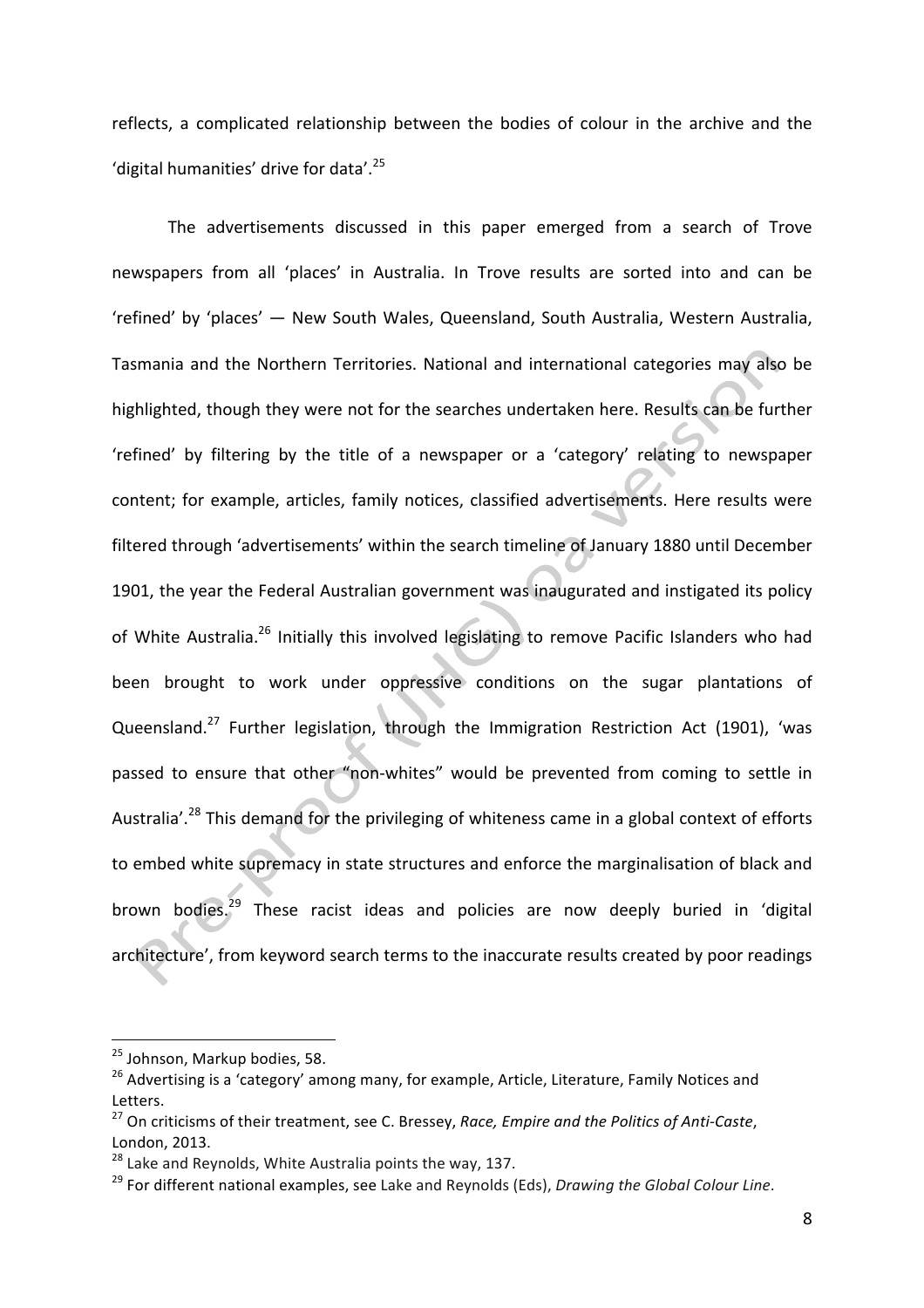reflects, a complicated relationship between the bodies of colour in the archive and the 'digital humanities' drive for data'.[25]

The advertisements discussed in this paper emerged from a search of Trove newspapers from all 'places' in Australia. In Trove results are sorted into and can be 'refined' by 'places' — New South Wales, Queensland, South Australia, Western Australia, Tasmania and the Northern Territories. National and international categories may also be highlighted, though they were not for the searches undertaken here. Results can be further 'refined' by filtering by the title of a newspaper or a 'category' relating to newspaper content; for example, articles, family notices, classified advertisements. Here results were filtered through 'advertisements' within the search timeline of January 1880 until December 1901, the year the Federal Australian government was inaugurated and instigated its policy of White Australia.[26] Initially this involved legislating to remove Pacific Islanders who had been brought to work under oppressive conditions on the sugar plantations of Queensland.[27] Further legislation, through the Immigration Restriction Act (1901), 'was passed to ensure that other "non-whites" would be prevented from coming to settle in Australia'.[28] This demand for the privileging of whiteness came in a global context of efforts to embed white supremacy in state structures and enforce the marginalisation of black and brown bodies.[29] These racist ideas and policies are now deeply buried in 'digital architecture', from keyword search terms to the inaccurate results created by poor readings

---

[25] Johnson, Markup bodies, 58.

[26] Advertising is a 'category' among many, for example, Article, Literature, Family Notices and Letters.

[27] On criticisms of their treatment, see C. Bressey, *Race, Empire and the Politics of Anti-Caste*, London, 2013.

[28] Lake and Reynolds, White Australia points the way, 137.

[29] For different national examples, see Lake and Reynolds (Eds), *Drawing the Global Colour Line*.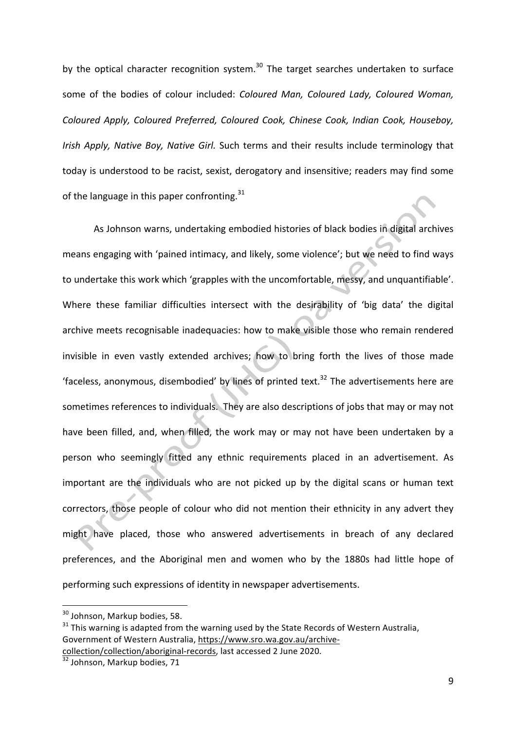by the optical character recognition system.[30] The target searches undertaken to surface some of the bodies of colour included: *Coloured Man, Coloured Lady, Coloured Woman, Coloured Apply, Coloured Preferred, Coloured Cook, Chinese Cook, Indian Cook, Houseboy, Irish Apply, Native Boy, Native Girl.* Such terms and their results include terminology that today is understood to be racist, sexist, derogatory and insensitive; readers may find some of the language in this paper confronting.[31]

As Johnson warns, undertaking embodied histories of black bodies in digital archives means engaging with 'pained intimacy, and likely, some violence'; but we need to find ways to undertake this work which 'grapples with the uncomfortable, messy, and unquantifiable'. Where these familiar difficulties intersect with the desirability of 'big data' the digital archive meets recognisable inadequacies: how to make visible those who remain rendered invisible in even vastly extended archives; how to bring forth the lives of those made 'faceless, anonymous, disembodied' by lines of printed text.[32] The advertisements here are sometimes references to individuals. They are also descriptions of jobs that may or may not have been filled, and, when filled, the work may or may not have been undertaken by a person who seemingly fitted any ethnic requirements placed in an advertisement. As important are the individuals who are not picked up by the digital scans or human text correctors, those people of colour who did not mention their ethnicity in any advert they might have placed, those who answered advertisements in breach of any declared preferences, and the Aboriginal men and women who by the 1880s had little hope of performing such expressions of identity in newspaper advertisements.

---

[30] Johnson, Markup bodies, 58.

[31] This warning is adapted from the warning used by the State Records of Western Australia, Government of Western Australia, https://www.sro.wa.gov.au/archive-collection/collection/aboriginal-records, last accessed 2 June 2020.

[32] Johnson, Markup bodies, 71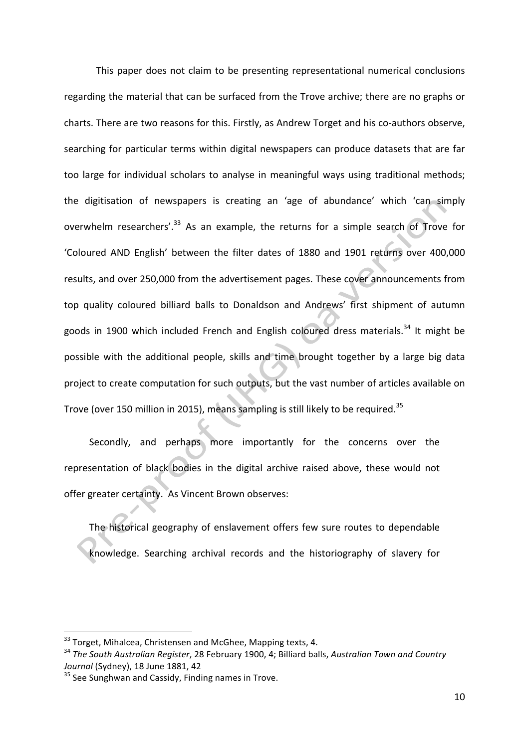This paper does not claim to be presenting representational numerical conclusions regarding the material that can be surfaced from the Trove archive; there are no graphs or charts. There are two reasons for this. Firstly, as Andrew Torget and his co-authors observe, searching for particular terms within digital newspapers can produce datasets that are far too large for individual scholars to analyse in meaningful ways using traditional methods; the digitisation of newspapers is creating an 'age of abundance' which 'can simply overwhelm researchers'.[33] As an example, the returns for a simple search of Trove for 'Coloured AND English' between the filter dates of 1880 and 1901 returns over 400,000 results, and over 250,000 from the advertisement pages. These cover announcements from top quality coloured billiard balls to Donaldson and Andrews' first shipment of autumn goods in 1900 which included French and English coloured dress materials.[34] It might be possible with the additional people, skills and time brought together by a large big data project to create computation for such outputs, but the vast number of articles available on Trove (over 150 million in 2015), means sampling is still likely to be required.[35]

Secondly, and perhaps more importantly for the concerns over the representation of black bodies in the digital archive raised above, these would not offer greater certainty. As Vincent Brown observes:

> The historical geography of enslavement offers few sure routes to dependable knowledge. Searching archival records and the historiography of slavery for

---

[33] Torget, Mihalcea, Christensen and McGhee, Mapping texts, 4.

[34] *The South Australian Register*, 28 February 1900, 4; Billiard balls, *Australian Town and Country Journal* (Sydney), 18 June 1881, 42

[35] See Sunghwan and Cassidy, Finding names in Trove.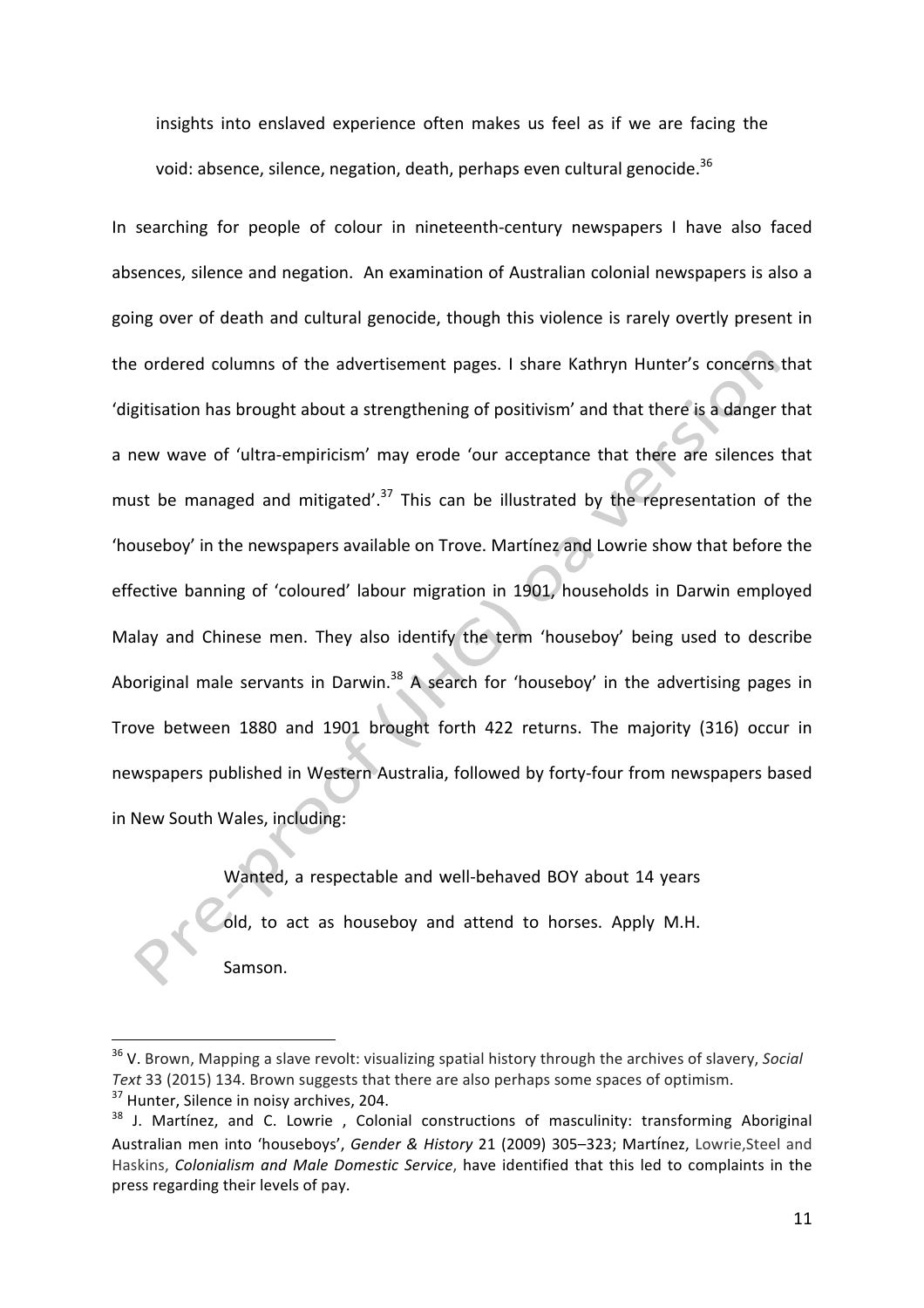> insights into enslaved experience often makes us feel as if we are facing the void: absence, silence, negation, death, perhaps even cultural genocide.[36]

In searching for people of colour in nineteenth-century newspapers I have also faced absences, silence and negation. An examination of Australian colonial newspapers is also a going over of death and cultural genocide, though this violence is rarely overtly present in the ordered columns of the advertisement pages. I share Kathryn Hunter's concerns that 'digitisation has brought about a strengthening of positivism' and that there is a danger that a new wave of 'ultra-empiricism' may erode 'our acceptance that there are silences that must be managed and mitigated'.[37] This can be illustrated by the representation of the 'houseboy' in the newspapers available on Trove. Martínez and Lowrie show that before the effective banning of 'coloured' labour migration in 1901, households in Darwin employed Malay and Chinese men. They also identify the term 'houseboy' being used to describe Aboriginal male servants in Darwin.[38] A search for 'houseboy' in the advertising pages in Trove between 1880 and 1901 brought forth 422 returns. The majority (316) occur in newspapers published in Western Australia, followed by forty-four from newspapers based in New South Wales, including:

> Wanted, a respectable and well-behaved BOY about 14 years old, to act as houseboy and attend to horses. Apply M.H. Samson.

---

[36] V. Brown, Mapping a slave revolt: visualizing spatial history through the archives of slavery, *Social Text* 33 (2015) 134. Brown suggests that there are also perhaps some spaces of optimism.

[37] Hunter, Silence in noisy archives, 204.

[38] J. Martínez, and C. Lowrie , Colonial constructions of masculinity: transforming Aboriginal Australian men into 'houseboys', *Gender & History* 21 (2009) 305–323; Martínez, Lowrie,Steel and Haskins, *Colonialism and Male Domestic Service*, have identified that this led to complaints in the press regarding their levels of pay.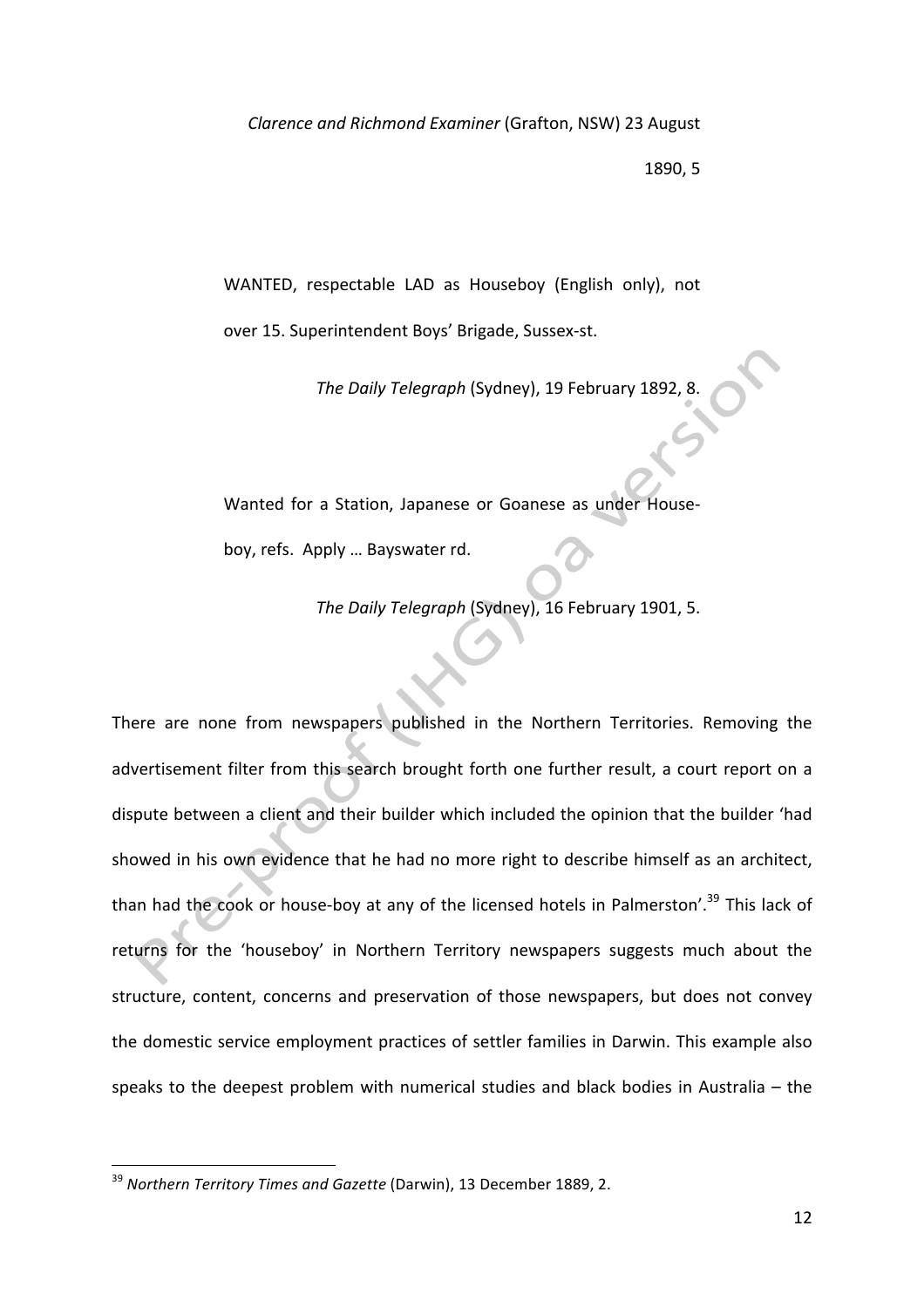*Clarence and Richmond Examiner* (Grafton, NSW) 23 August 1890, 5

> WANTED, respectable LAD as Houseboy (English only), not over 15. Superintendent Boys' Brigade, Sussex-st.
>
> *The Daily Telegraph* (Sydney), 19 February 1892, 8.

> Wanted for a Station, Japanese or Goanese as under House-boy, refs. Apply … Bayswater rd.
>
> *The Daily Telegraph* (Sydney), 16 February 1901, 5.

There are none from newspapers published in the Northern Territories. Removing the advertisement filter from this search brought forth one further result, a court report on a dispute between a client and their builder which included the opinion that the builder 'had showed in his own evidence that he had no more right to describe himself as an architect, than had the cook or house-boy at any of the licensed hotels in Palmerston'.[39] This lack of returns for the 'houseboy' in Northern Territory newspapers suggests much about the structure, content, concerns and preservation of those newspapers, but does not convey the domestic service employment practices of settler families in Darwin. This example also speaks to the deepest problem with numerical studies and black bodies in Australia – the

[39] *Northern Territory Times and Gazette* (Darwin), 13 December 1889, 2.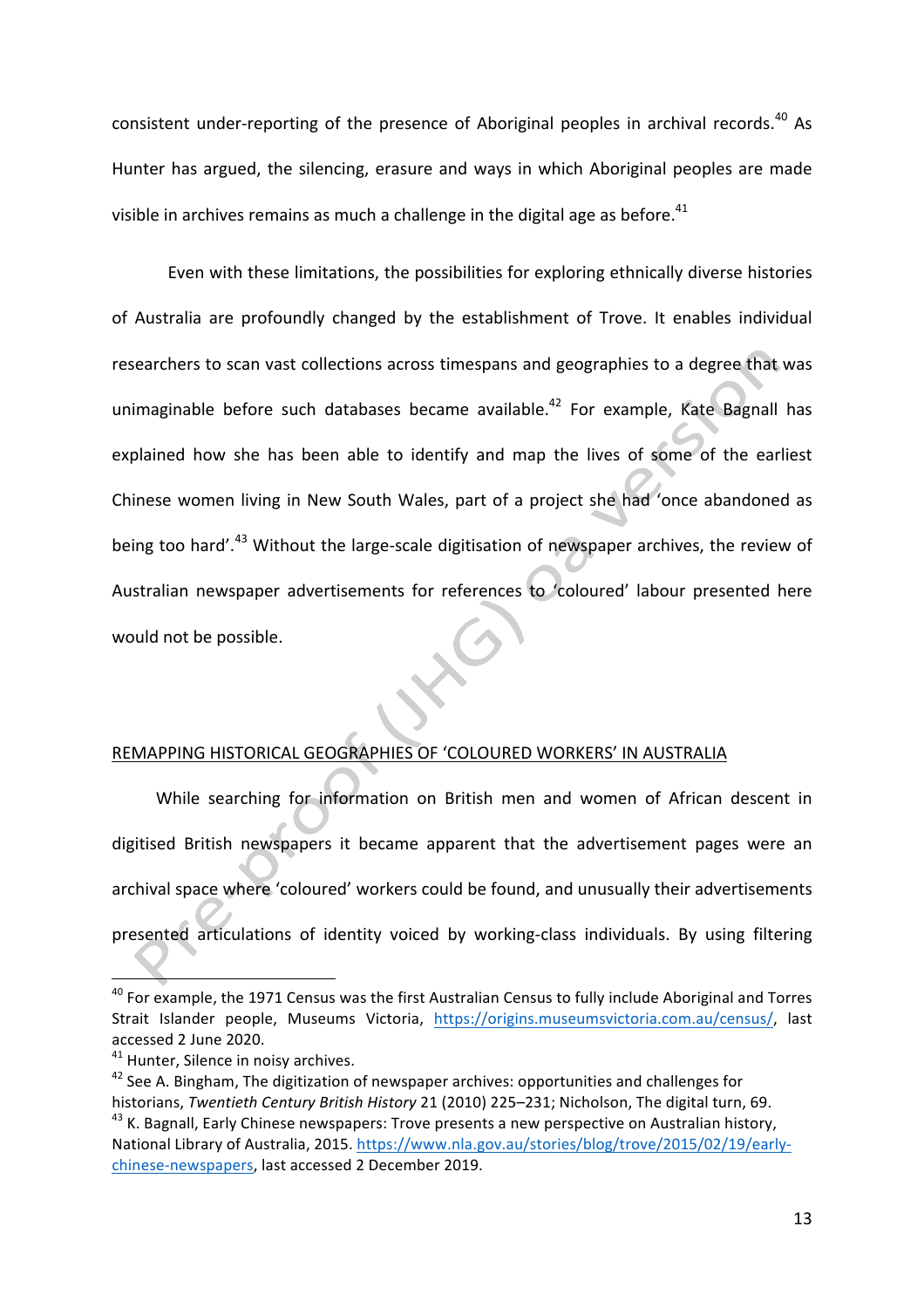consistent under-reporting of the presence of Aboriginal peoples in archival records.[40] As Hunter has argued, the silencing, erasure and ways in which Aboriginal peoples are made visible in archives remains as much a challenge in the digital age as before.[41]

Even with these limitations, the possibilities for exploring ethnically diverse histories of Australia are profoundly changed by the establishment of Trove. It enables individual researchers to scan vast collections across timespans and geographies to a degree that was unimaginable before such databases became available.[42] For example, Kate Bagnall has explained how she has been able to identify and map the lives of some of the earliest Chinese women living in New South Wales, part of a project she had 'once abandoned as being too hard'.[43] Without the large-scale digitisation of newspaper archives, the review of Australian newspaper advertisements for references to 'coloured' labour presented here would not be possible.

## REMAPPING HISTORICAL GEOGRAPHIES OF 'COLOURED WORKERS' IN AUSTRALIA

While searching for information on British men and women of African descent in digitised British newspapers it became apparent that the advertisement pages were an archival space where 'coloured' workers could be found, and unusually their advertisements presented articulations of identity voiced by working-class individuals. By using filtering

---

[40] For example, the 1971 Census was the first Australian Census to fully include Aboriginal and Torres Strait Islander people, Museums Victoria, https://origins.museumsvictoria.com.au/census/, last accessed 2 June 2020.

[41] Hunter, Silence in noisy archives.

[42] See A. Bingham, The digitization of newspaper archives: opportunities and challenges for historians, *Twentieth Century British History* 21 (2010) 225–231; Nicholson, The digital turn, 69.

[43] K. Bagnall, Early Chinese newspapers: Trove presents a new perspective on Australian history, National Library of Australia, 2015. https://www.nla.gov.au/stories/blog/trove/2015/02/19/early-chinese-newspapers, last accessed 2 December 2019.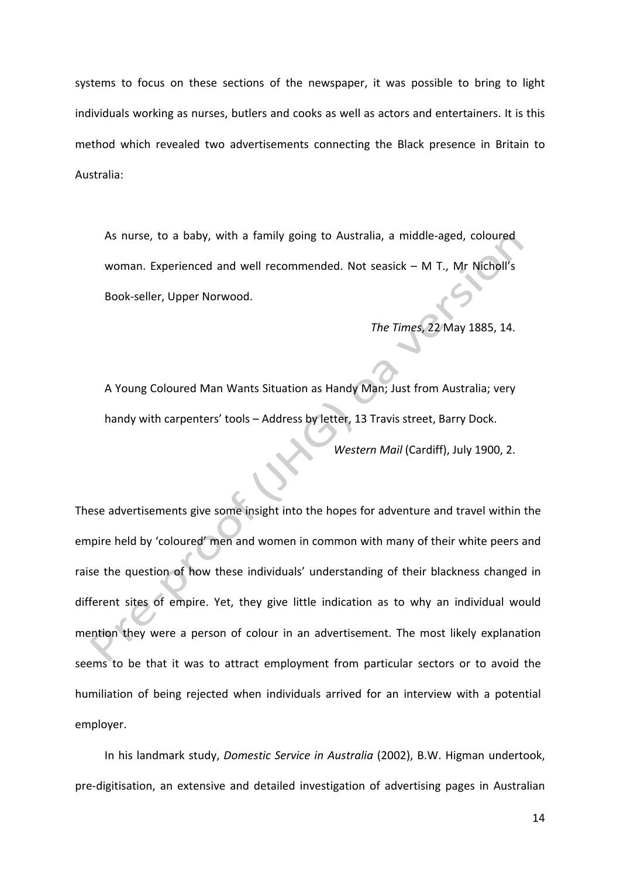systems to focus on these sections of the newspaper, it was possible to bring to light individuals working as nurses, butlers and cooks as well as actors and entertainers. It is this method which revealed two advertisements connecting the Black presence in Britain to Australia:

> As nurse, to a baby, with a family going to Australia, a middle-aged, coloured woman. Experienced and well recommended. Not seasick – M T., Mr Nicholl's Book-seller, Upper Norwood.
>
> *The Times*, 22 May 1885, 14.

> A Young Coloured Man Wants Situation as Handy Man; Just from Australia; very handy with carpenters' tools – Address by letter, 13 Travis street, Barry Dock.
>
> *Western Mail* (Cardiff), July 1900, 2.

These advertisements give some insight into the hopes for adventure and travel within the empire held by 'coloured' men and women in common with many of their white peers and raise the question of how these individuals' understanding of their blackness changed in different sites of empire. Yet, they give little indication as to why an individual would mention they were a person of colour in an advertisement. The most likely explanation seems to be that it was to attract employment from particular sectors or to avoid the humiliation of being rejected when individuals arrived for an interview with a potential employer.

In his landmark study, *Domestic Service in Australia* (2002), B.W. Higman undertook, pre-digitisation, an extensive and detailed investigation of advertising pages in Australian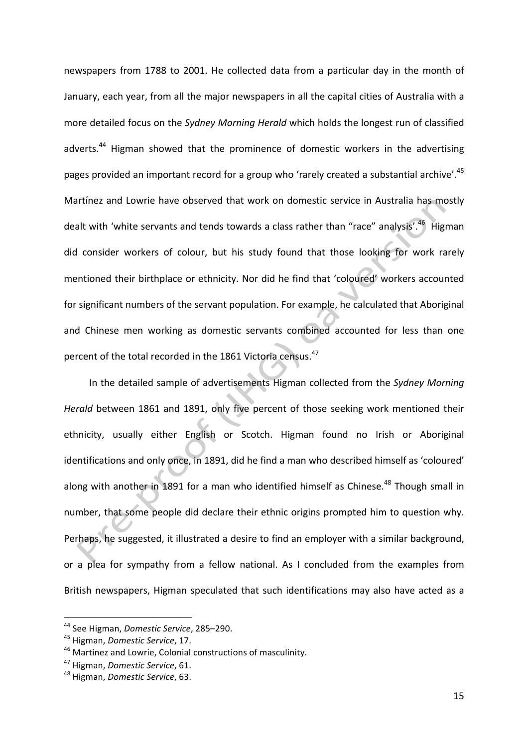newspapers from 1788 to 2001. He collected data from a particular day in the month of January, each year, from all the major newspapers in all the capital cities of Australia with a more detailed focus on the *Sydney Morning Herald* which holds the longest run of classified adverts.[44] Higman showed that the prominence of domestic workers in the advertising pages provided an important record for a group who 'rarely created a substantial archive'.[45] Martínez and Lowrie have observed that work on domestic service in Australia has mostly dealt with 'white servants and tends towards a class rather than "race" analysis'.[46] Higman did consider workers of colour, but his study found that those looking for work rarely mentioned their birthplace or ethnicity. Nor did he find that 'coloured' workers accounted for significant numbers of the servant population. For example, he calculated that Aboriginal and Chinese men working as domestic servants combined accounted for less than one percent of the total recorded in the 1861 Victoria census.[47]

In the detailed sample of advertisements Higman collected from the *Sydney Morning Herald* between 1861 and 1891, only five percent of those seeking work mentioned their ethnicity, usually either English or Scotch. Higman found no Irish or Aboriginal identifications and only once, in 1891, did he find a man who described himself as 'coloured' along with another in 1891 for a man who identified himself as Chinese.[48] Though small in number, that some people did declare their ethnic origins prompted him to question why. Perhaps, he suggested, it illustrated a desire to find an employer with a similar background, or a plea for sympathy from a fellow national. As I concluded from the examples from British newspapers, Higman speculated that such identifications may also have acted as a

---

[44] See Higman, *Domestic Service*, 285–290.

[45] Higman, *Domestic Service*, 17.

[46] Martínez and Lowrie, Colonial constructions of masculinity.

[47] Higman, *Domestic Service*, 61.

[48] Higman, *Domestic Service*, 63.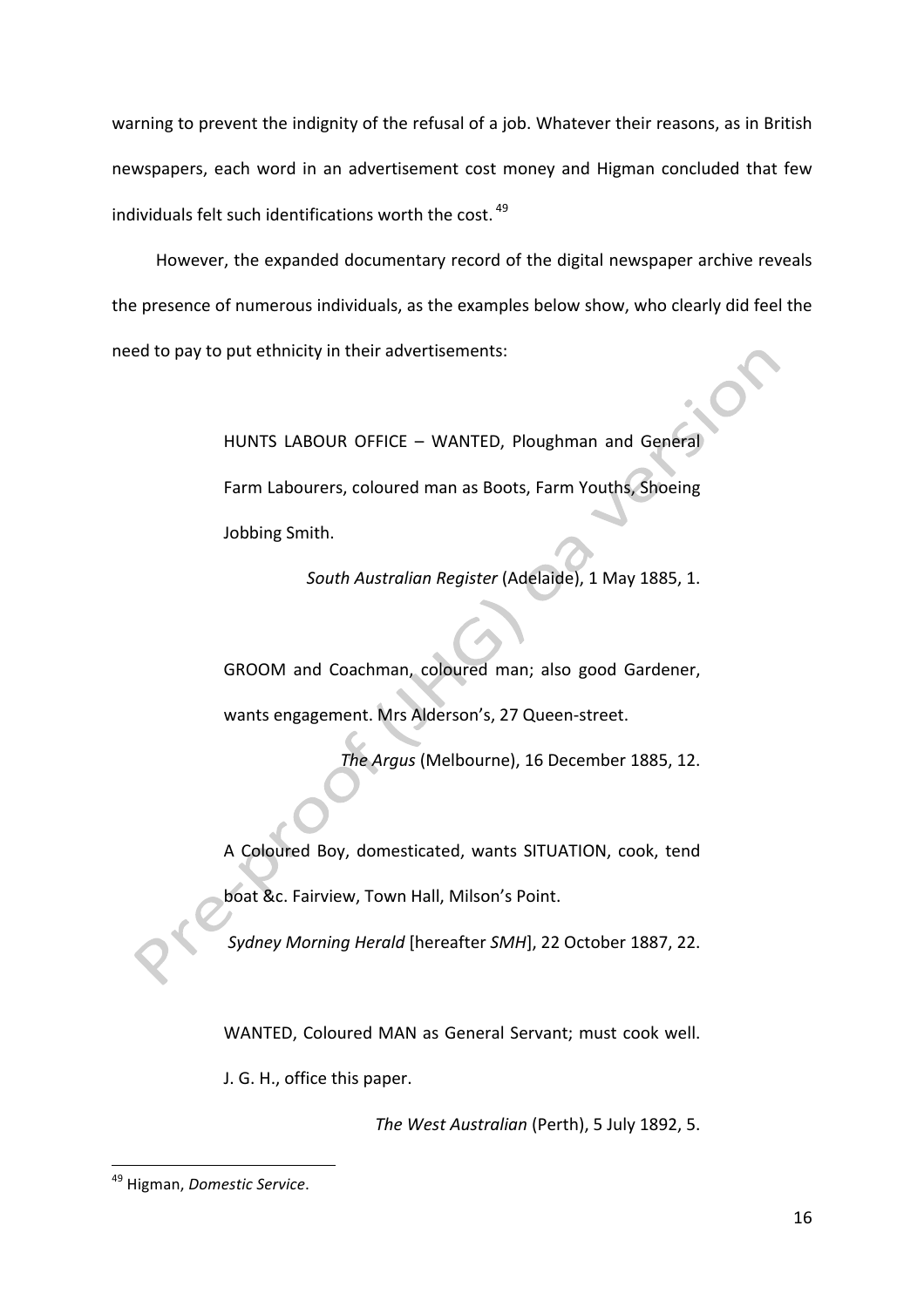warning to prevent the indignity of the refusal of a job. Whatever their reasons, as in British newspapers, each word in an advertisement cost money and Higman concluded that few individuals felt such identifications worth the cost.[49]

However, the expanded documentary record of the digital newspaper archive reveals the presence of numerous individuals, as the examples below show, who clearly did feel the need to pay to put ethnicity in their advertisements:

> HUNTS LABOUR OFFICE – WANTED, Ploughman and General Farm Labourers, coloured man as Boots, Farm Youths, Shoeing Jobbing Smith.
>
> *South Australian Register* (Adelaide), 1 May 1885, 1.

> GROOM and Coachman, coloured man; also good Gardener, wants engagement. Mrs Alderson's, 27 Queen-street.
>
> *The Argus* (Melbourne), 16 December 1885, 12.

> A Coloured Boy, domesticated, wants SITUATION, cook, tend boat &c. Fairview, Town Hall, Milson's Point.
>
> *Sydney Morning Herald* [hereafter *SMH*], 22 October 1887, 22.

> WANTED, Coloured MAN as General Servant; must cook well. J. G. H., office this paper.
>
> *The West Australian* (Perth), 5 July 1892, 5.

---

[49] Higman, *Domestic Service*.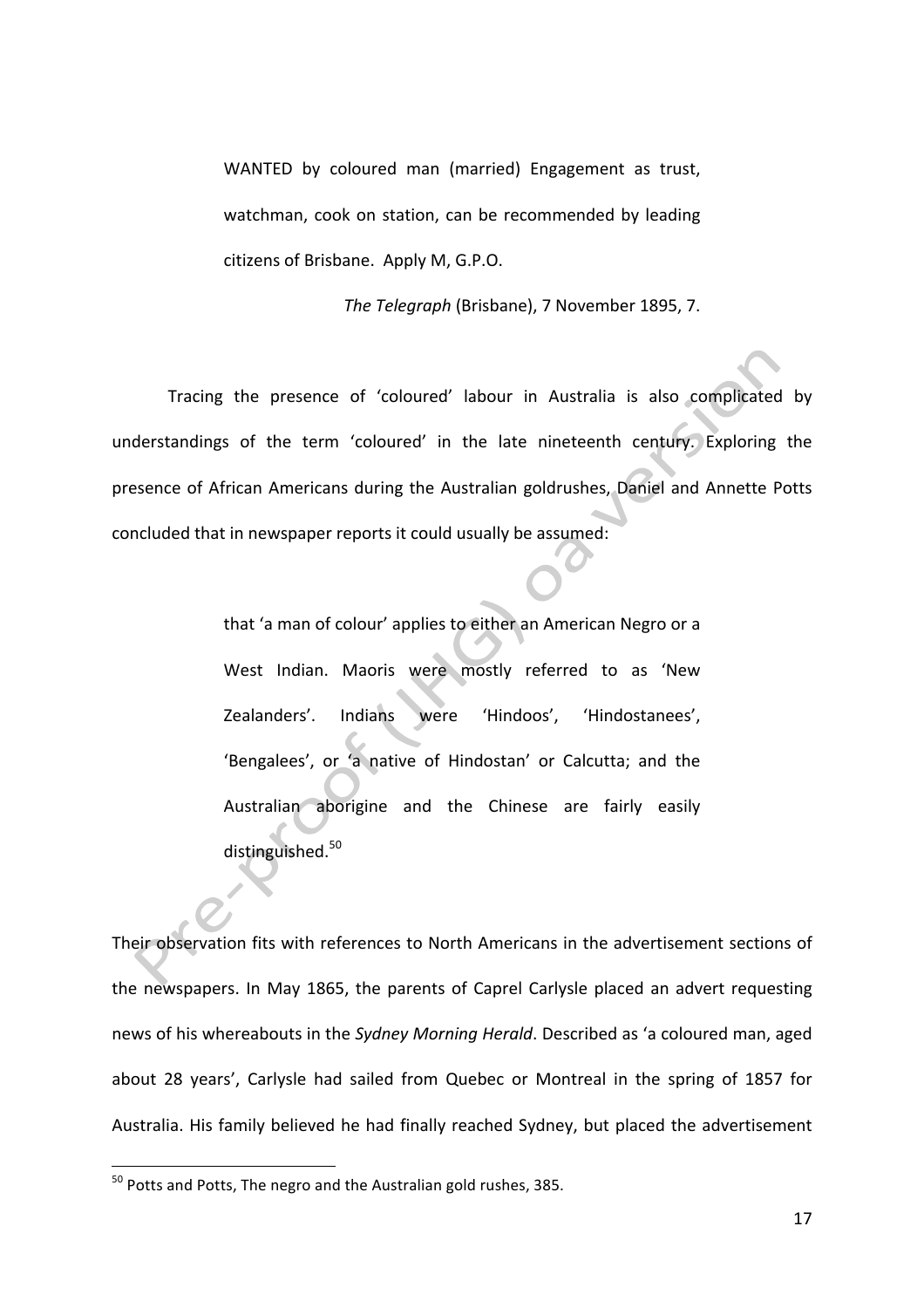> WANTED by coloured man (married) Engagement as trust, watchman, cook on station, can be recommended by leading citizens of Brisbane. Apply M, G.P.O.
>
> *The Telegraph* (Brisbane), 7 November 1895, 7.

Tracing the presence of 'coloured' labour in Australia is also complicated by understandings of the term 'coloured' in the late nineteenth century. Exploring the presence of African Americans during the Australian goldrushes, Daniel and Annette Potts concluded that in newspaper reports it could usually be assumed:

> that 'a man of colour' applies to either an American Negro or a West Indian. Maoris were mostly referred to as 'New Zealanders'. Indians were 'Hindoos', 'Hindostanees', 'Bengalees', or 'a native of Hindostan' or Calcutta; and the Australian aborigine and the Chinese are fairly easily distinguished.[50]

Their observation fits with references to North Americans in the advertisement sections of the newspapers. In May 1865, the parents of Caprel Carlysle placed an advert requesting news of his whereabouts in the *Sydney Morning Herald*. Described as 'a coloured man, aged about 28 years', Carlysle had sailed from Quebec or Montreal in the spring of 1857 for Australia. His family believed he had finally reached Sydney, but placed the advertisement

---

[50] Potts and Potts, The negro and the Australian gold rushes, 385.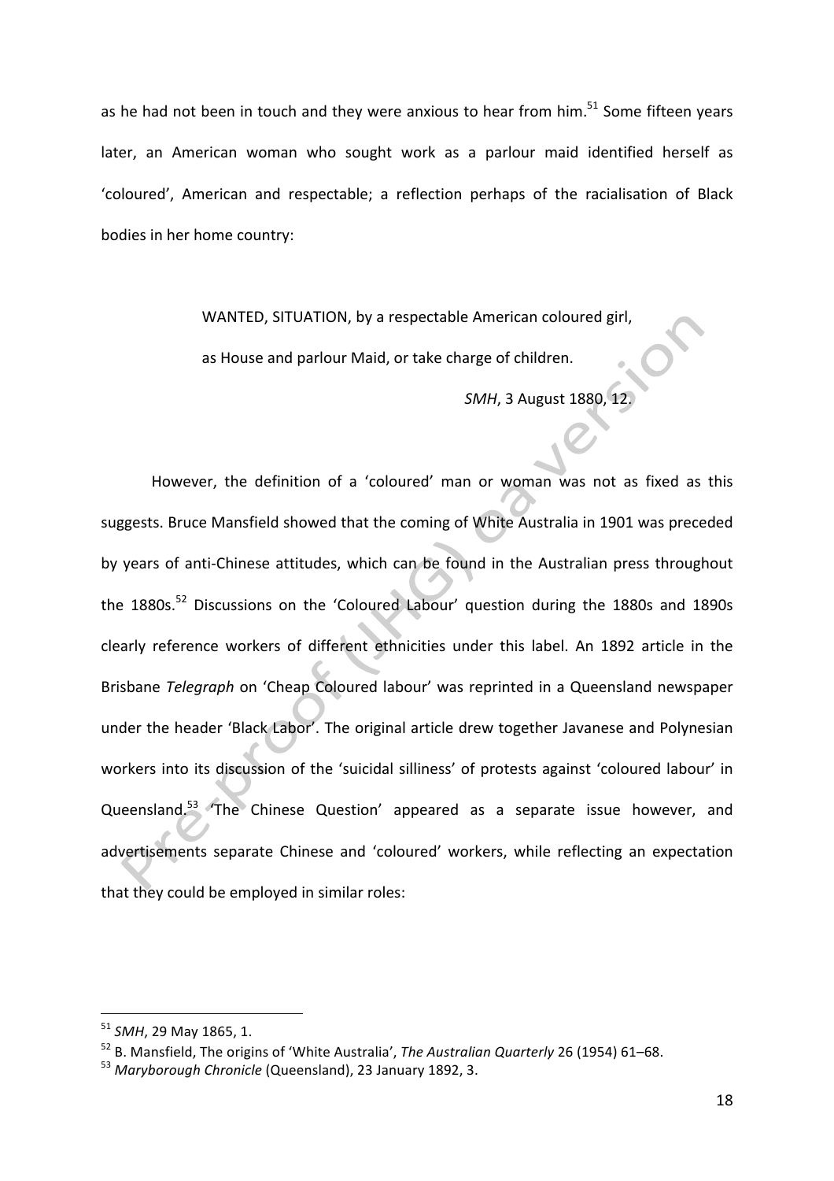as he had not been in touch and they were anxious to hear from him.[51] Some fifteen years later, an American woman who sought work as a parlour maid identified herself as 'coloured', American and respectable; a reflection perhaps of the racialisation of Black bodies in her home country:

> WANTED, SITUATION, by a respectable American coloured girl,
>
> as House and parlour Maid, or take charge of children.
>
> *SMH*, 3 August 1880, 12.

However, the definition of a 'coloured' man or woman was not as fixed as this suggests. Bruce Mansfield showed that the coming of White Australia in 1901 was preceded by years of anti-Chinese attitudes, which can be found in the Australian press throughout the 1880s.[52] Discussions on the 'Coloured Labour' question during the 1880s and 1890s clearly reference workers of different ethnicities under this label. An 1892 article in the Brisbane *Telegraph* on 'Cheap Coloured labour' was reprinted in a Queensland newspaper under the header 'Black Labor'. The original article drew together Javanese and Polynesian workers into its discussion of the 'suicidal silliness' of protests against 'coloured labour' in Queensland.[53] 'The Chinese Question' appeared as a separate issue however, and advertisements separate Chinese and 'coloured' workers, while reflecting an expectation that they could be employed in similar roles:

---

[51] *SMH*, 29 May 1865, 1.

[52] B. Mansfield, The origins of 'White Australia', *The Australian Quarterly* 26 (1954) 61–68.

[53] *Maryborough Chronicle* (Queensland), 23 January 1892, 3.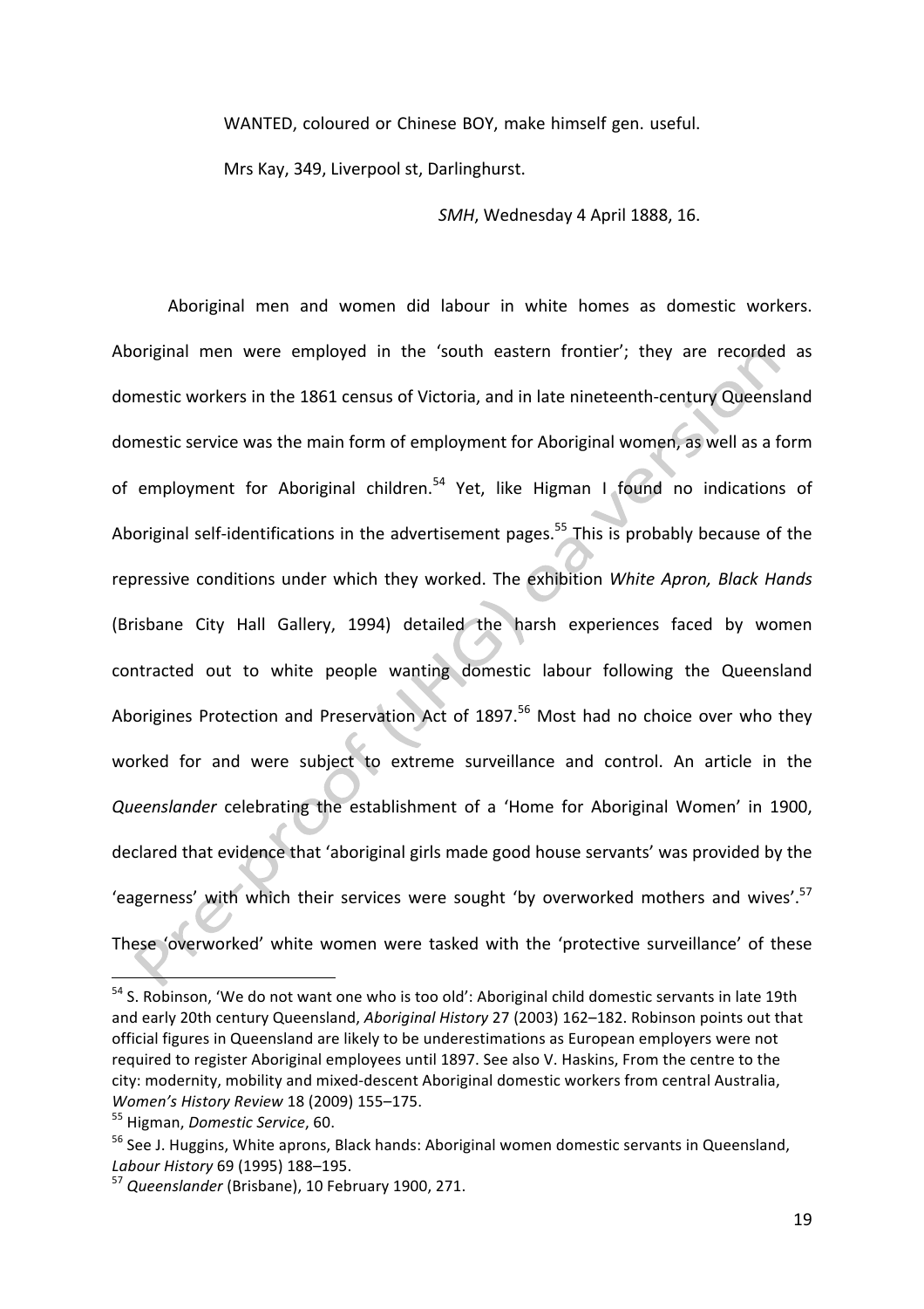WANTED, coloured or Chinese BOY, make himself gen. useful.

Mrs Kay, 349, Liverpool st, Darlinghurst.

*SMH*, Wednesday 4 April 1888, 16.

Aboriginal men and women did labour in white homes as domestic workers. Aboriginal men were employed in the 'south eastern frontier'; they are recorded as domestic workers in the 1861 census of Victoria, and in late nineteenth-century Queensland domestic service was the main form of employment for Aboriginal women, as well as a form of employment for Aboriginal children.[54] Yet, like Higman I found no indications of Aboriginal self-identifications in the advertisement pages.[55] This is probably because of the repressive conditions under which they worked. The exhibition *White Apron, Black Hands* (Brisbane City Hall Gallery, 1994) detailed the harsh experiences faced by women contracted out to white people wanting domestic labour following the Queensland Aborigines Protection and Preservation Act of 1897.[56] Most had no choice over who they worked for and were subject to extreme surveillance and control. An article in the *Queenslander* celebrating the establishment of a 'Home for Aboriginal Women' in 1900, declared that evidence that 'aboriginal girls made good house servants' was provided by the 'eagerness' with which their services were sought 'by overworked mothers and wives'.[57] These 'overworked' white women were tasked with the 'protective surveillance' of these

[54] S. Robinson, 'We do not want one who is too old': Aboriginal child domestic servants in late 19th and early 20th century Queensland, *Aboriginal History* 27 (2003) 162–182. Robinson points out that official figures in Queensland are likely to be underestimations as European employers were not required to register Aboriginal employees until 1897. See also V. Haskins, From the centre to the city: modernity, mobility and mixed-descent Aboriginal domestic workers from central Australia, *Women's History Review* 18 (2009) 155–175.

[55] Higman, *Domestic Service*, 60.

[56] See J. Huggins, White aprons, Black hands: Aboriginal women domestic servants in Queensland, *Labour History* 69 (1995) 188–195.

[57] *Queenslander* (Brisbane), 10 February 1900, 271.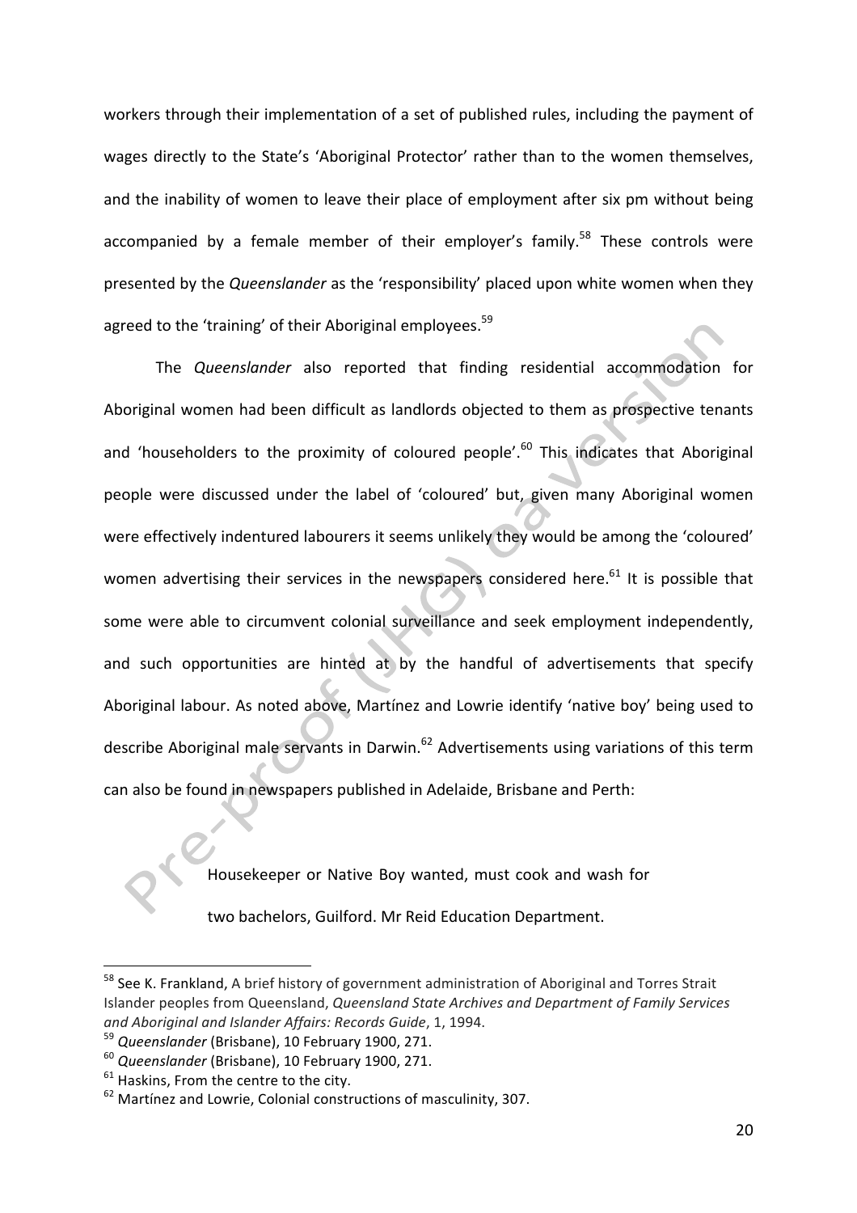workers through their implementation of a set of published rules, including the payment of wages directly to the State's 'Aboriginal Protector' rather than to the women themselves, and the inability of women to leave their place of employment after six pm without being accompanied by a female member of their employer's family.[58] These controls were presented by the *Queenslander* as the 'responsibility' placed upon white women when they agreed to the 'training' of their Aboriginal employees.[59]

The *Queenslander* also reported that finding residential accommodation for Aboriginal women had been difficult as landlords objected to them as prospective tenants and 'householders to the proximity of coloured people'.[60] This indicates that Aboriginal people were discussed under the label of 'coloured' but, given many Aboriginal women were effectively indentured labourers it seems unlikely they would be among the 'coloured' women advertising their services in the newspapers considered here.[61] It is possible that some were able to circumvent colonial surveillance and seek employment independently, and such opportunities are hinted at by the handful of advertisements that specify Aboriginal labour. As noted above, Martínez and Lowrie identify 'native boy' being used to describe Aboriginal male servants in Darwin.[62] Advertisements using variations of this term can also be found in newspapers published in Adelaide, Brisbane and Perth:

> Housekeeper or Native Boy wanted, must cook and wash for two bachelors, Guilford. Mr Reid Education Department.

---

[58] See K. Frankland, A brief history of government administration of Aboriginal and Torres Strait Islander peoples from Queensland, *Queensland State Archives and Department of Family Services and Aboriginal and Islander Affairs: Records Guide*, 1, 1994.

[59] *Queenslander* (Brisbane), 10 February 1900, 271.

[60] *Queenslander* (Brisbane), 10 February 1900, 271.

[61] Haskins, From the centre to the city.

[62] Martínez and Lowrie, Colonial constructions of masculinity, 307.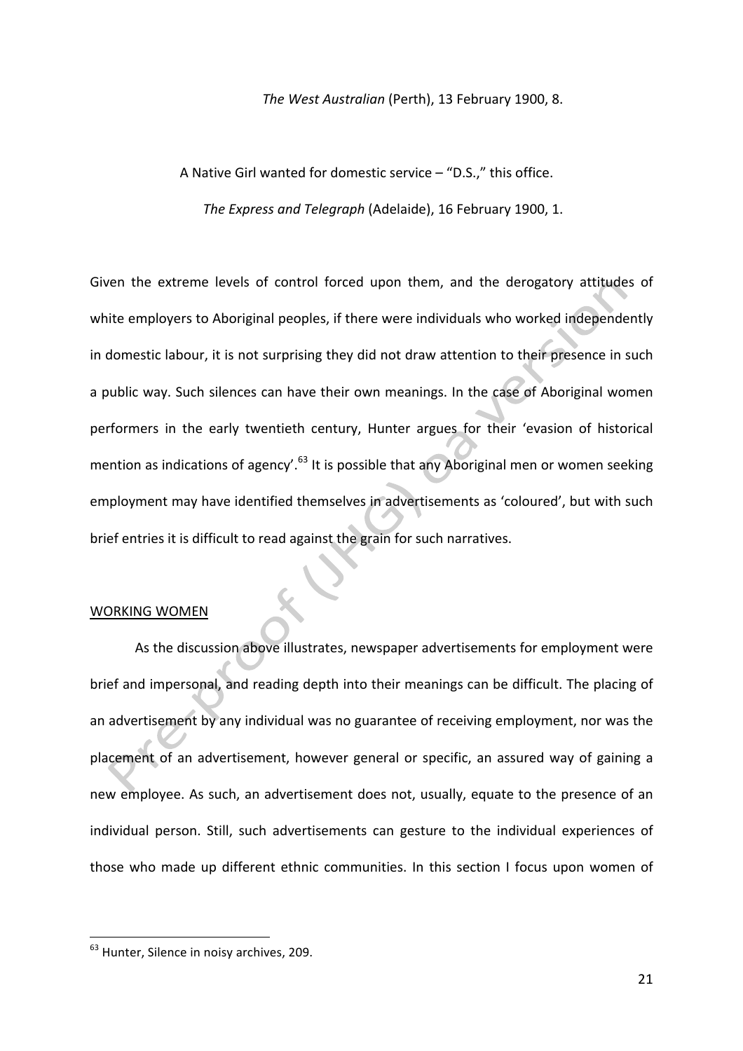*The West Australian* (Perth), 13 February 1900, 8.

A Native Girl wanted for domestic service – "D.S.," this office.

*The Express and Telegraph* (Adelaide), 16 February 1900, 1.

Given the extreme levels of control forced upon them, and the derogatory attitudes of white employers to Aboriginal peoples, if there were individuals who worked independently in domestic labour, it is not surprising they did not draw attention to their presence in such a public way. Such silences can have their own meanings. In the case of Aboriginal women performers in the early twentieth century, Hunter argues for their 'evasion of historical mention as indications of agency'.[63] It is possible that any Aboriginal men or women seeking employment may have identified themselves in advertisements as 'coloured', but with such brief entries it is difficult to read against the grain for such narratives.

## WORKING WOMEN

As the discussion above illustrates, newspaper advertisements for employment were brief and impersonal, and reading depth into their meanings can be difficult. The placing of an advertisement by any individual was no guarantee of receiving employment, nor was the placement of an advertisement, however general or specific, an assured way of gaining a new employee. As such, an advertisement does not, usually, equate to the presence of an individual person. Still, such advertisements can gesture to the individual experiences of those who made up different ethnic communities. In this section I focus upon women of

[63] Hunter, Silence in noisy archives, 209.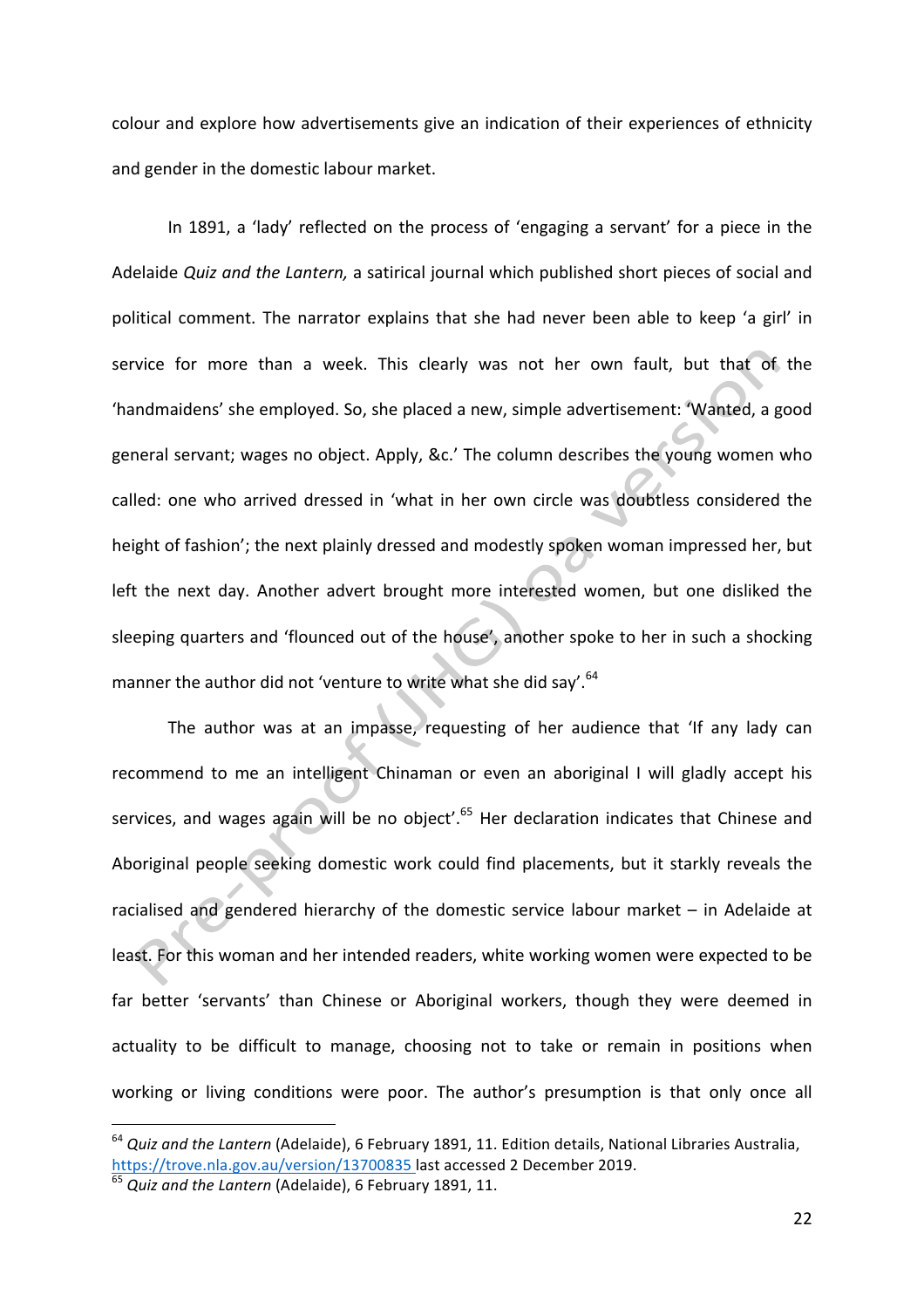colour and explore how advertisements give an indication of their experiences of ethnicity and gender in the domestic labour market.

In 1891, a 'lady' reflected on the process of 'engaging a servant' for a piece in the Adelaide *Quiz and the Lantern,* a satirical journal which published short pieces of social and political comment. The narrator explains that she had never been able to keep 'a girl' in service for more than a week. This clearly was not her own fault, but that of the 'handmaidens' she employed. So, she placed a new, simple advertisement: 'Wanted, a good general servant; wages no object. Apply, &c.' The column describes the young women who called: one who arrived dressed in 'what in her own circle was doubtless considered the height of fashion'; the next plainly dressed and modestly spoken woman impressed her, but left the next day. Another advert brought more interested women, but one disliked the sleeping quarters and 'flounced out of the house', another spoke to her in such a shocking manner the author did not 'venture to write what she did say'.[64]

The author was at an impasse, requesting of her audience that 'If any lady can recommend to me an intelligent Chinaman or even an aboriginal I will gladly accept his services, and wages again will be no object'.[65] Her declaration indicates that Chinese and Aboriginal people seeking domestic work could find placements, but it starkly reveals the racialised and gendered hierarchy of the domestic service labour market – in Adelaide at least. For this woman and her intended readers, white working women were expected to be far better 'servants' than Chinese or Aboriginal workers, though they were deemed in actuality to be difficult to manage, choosing not to take or remain in positions when working or living conditions were poor. The author's presumption is that only once all

---

[64] *Quiz and the Lantern* (Adelaide), 6 February 1891, 11. Edition details, National Libraries Australia, https://trove.nla.gov.au/version/13700835 last accessed 2 December 2019.

[65] *Quiz and the Lantern* (Adelaide), 6 February 1891, 11.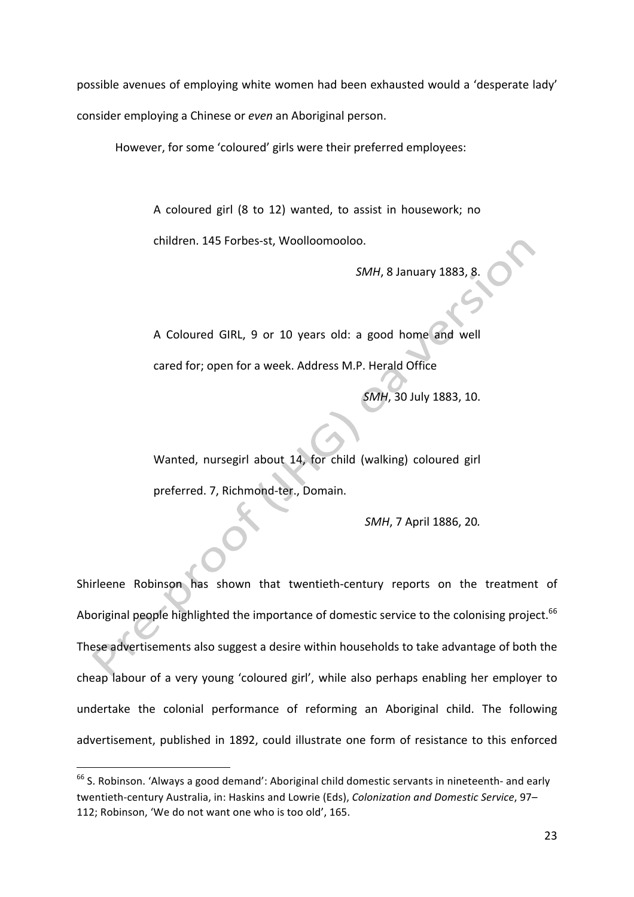possible avenues of employing white women had been exhausted would a 'desperate lady' consider employing a Chinese or *even* an Aboriginal person.

However, for some 'coloured' girls were their preferred employees:

> A coloured girl (8 to 12) wanted, to assist in housework; no children. 145 Forbes-st, Woolloomooloo.
>
> *SMH*, 8 January 1883, 8.

> A Coloured GIRL, 9 or 10 years old: a good home and well cared for; open for a week. Address M.P. Herald Office
>
> *SMH*, 30 July 1883, 10.

> Wanted, nursegirl about 14, for child (walking) coloured girl preferred. 7, Richmond-ter., Domain.
>
> *SMH*, 7 April 1886, 20.

Shirleene Robinson has shown that twentieth-century reports on the treatment of Aboriginal people highlighted the importance of domestic service to the colonising project.[66] These advertisements also suggest a desire within households to take advantage of both the cheap labour of a very young 'coloured girl', while also perhaps enabling her employer to undertake the colonial performance of reforming an Aboriginal child. The following advertisement, published in 1892, could illustrate one form of resistance to this enforced

[66] S. Robinson. 'Always a good demand': Aboriginal child domestic servants in nineteenth- and early twentieth-century Australia, in: Haskins and Lowrie (Eds), *Colonization and Domestic Service*, 97–112; Robinson, 'We do not want one who is too old', 165.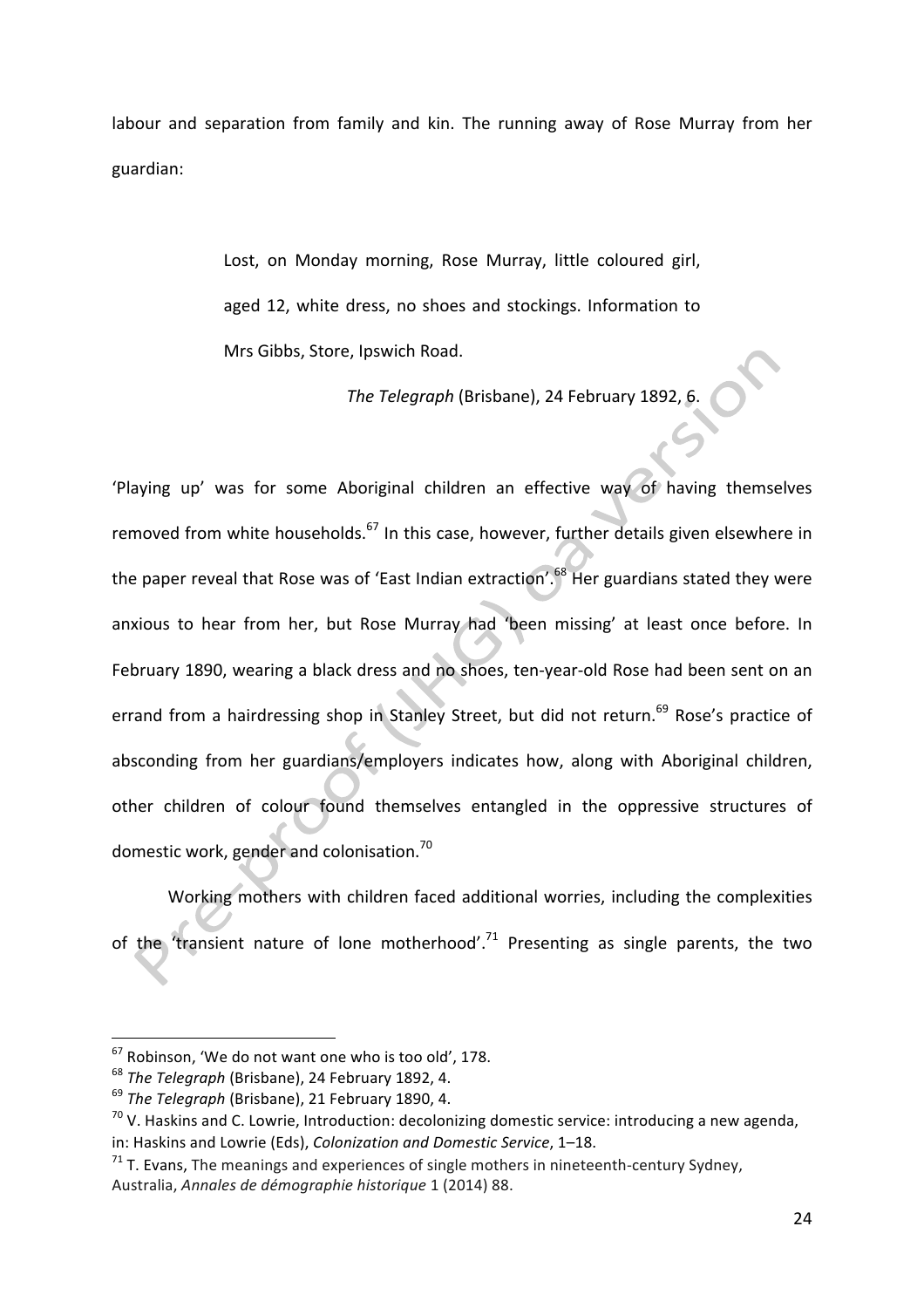labour and separation from family and kin. The running away of Rose Murray from her guardian:

> Lost, on Monday morning, Rose Murray, little coloured girl, aged 12, white dress, no shoes and stockings. Information to Mrs Gibbs, Store, Ipswich Road.
>
> *The Telegraph* (Brisbane), 24 February 1892, 6.

'Playing up' was for some Aboriginal children an effective way of having themselves removed from white households.[67] In this case, however, further details given elsewhere in the paper reveal that Rose was of 'East Indian extraction'.[68] Her guardians stated they were anxious to hear from her, but Rose Murray had 'been missing' at least once before. In February 1890, wearing a black dress and no shoes, ten-year-old Rose had been sent on an errand from a hairdressing shop in Stanley Street, but did not return.[69] Rose's practice of absconding from her guardians/employers indicates how, along with Aboriginal children, other children of colour found themselves entangled in the oppressive structures of domestic work, gender and colonisation.[70]

Working mothers with children faced additional worries, including the complexities of the 'transient nature of lone motherhood'.[71] Presenting as single parents, the two

---

[67] Robinson, 'We do not want one who is too old', 178.

[68] *The Telegraph* (Brisbane), 24 February 1892, 4.

[69] *The Telegraph* (Brisbane), 21 February 1890, 4.

[70] V. Haskins and C. Lowrie, Introduction: decolonizing domestic service: introducing a new agenda, in: Haskins and Lowrie (Eds), *Colonization and Domestic Service*, 1–18.

[71] T. Evans, The meanings and experiences of single mothers in nineteenth-century Sydney, Australia, *Annales de démographie historique* 1 (2014) 88.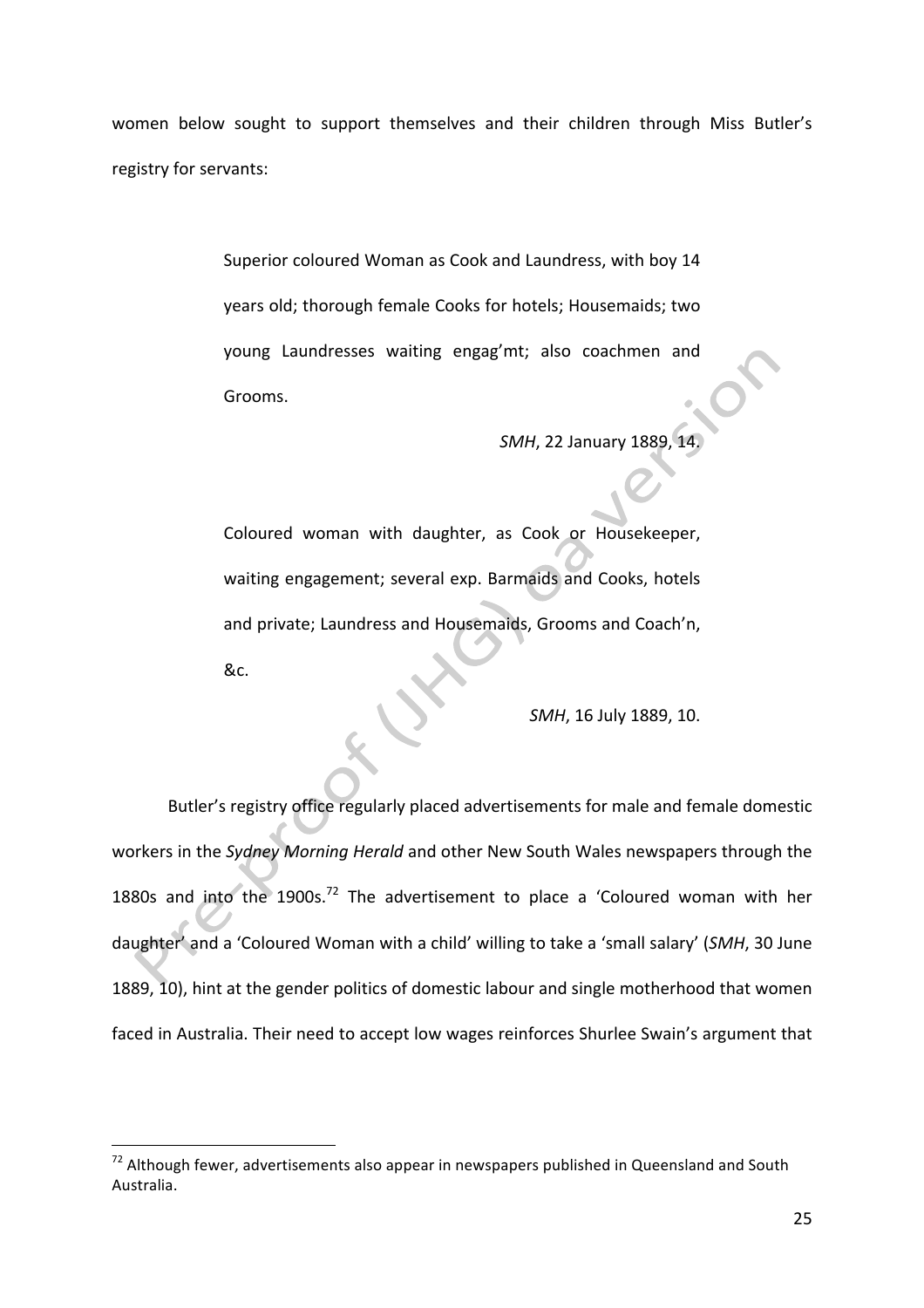women below sought to support themselves and their children through Miss Butler's registry for servants:

> Superior coloured Woman as Cook and Laundress, with boy 14 years old; thorough female Cooks for hotels; Housemaids; two young Laundresses waiting engag'mt; also coachmen and Grooms.
>
> *SMH*, 22 January 1889, 14.

> Coloured woman with daughter, as Cook or Housekeeper, waiting engagement; several exp. Barmaids and Cooks, hotels and private; Laundress and Housemaids, Grooms and Coach'n, &c.
>
> *SMH*, 16 July 1889, 10.

Butler's registry office regularly placed advertisements for male and female domestic workers in the *Sydney Morning Herald* and other New South Wales newspapers through the 1880s and into the 1900s.[72] The advertisement to place a 'Coloured woman with her daughter' and a 'Coloured Woman with a child' willing to take a 'small salary' (*SMH*, 30 June 1889, 10), hint at the gender politics of domestic labour and single motherhood that women faced in Australia. Their need to accept low wages reinforces Shurlee Swain's argument that

[72] Although fewer, advertisements also appear in newspapers published in Queensland and South Australia.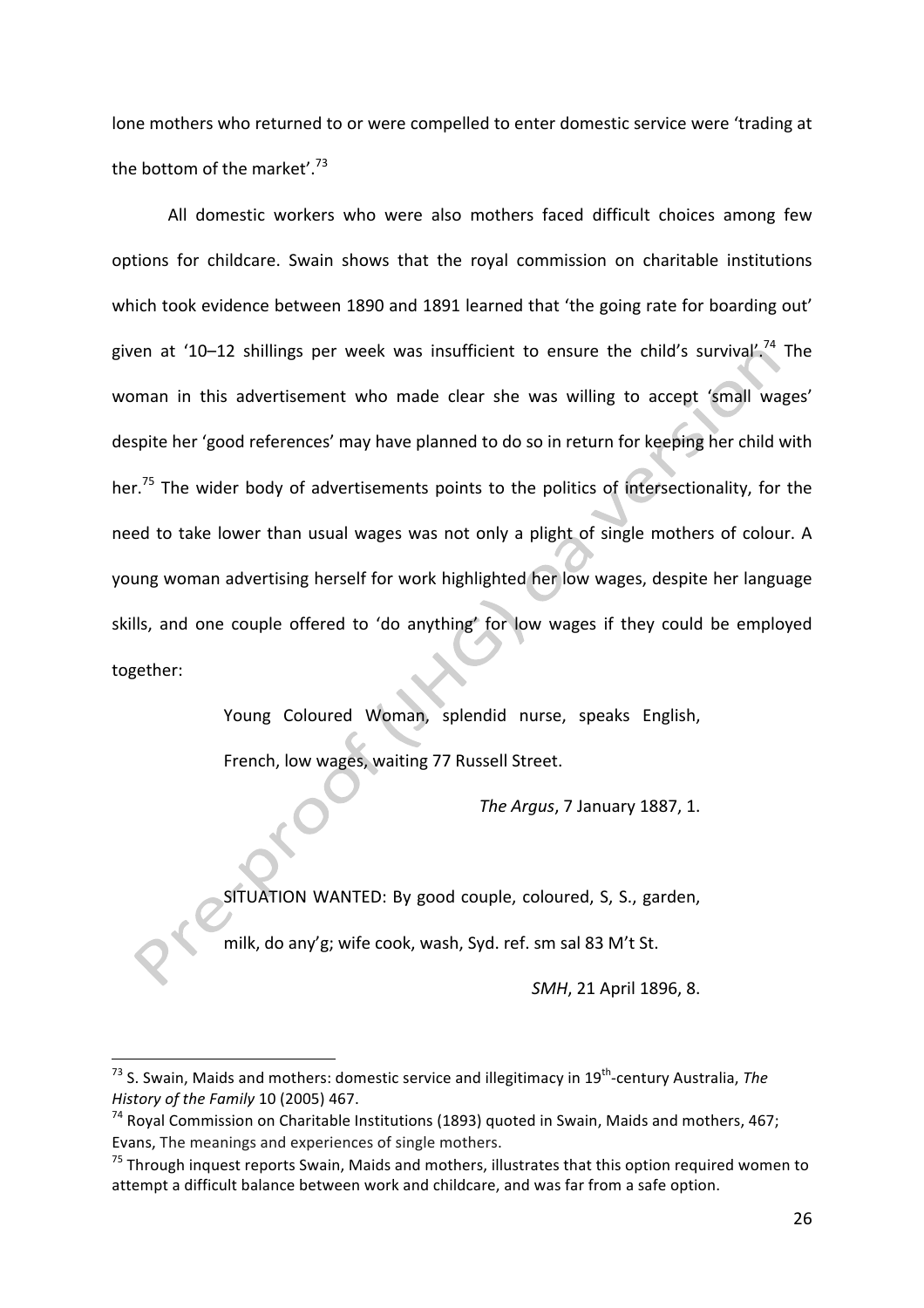lone mothers who returned to or were compelled to enter domestic service were 'trading at the bottom of the market'.[73]

All domestic workers who were also mothers faced difficult choices among few options for childcare. Swain shows that the royal commission on charitable institutions which took evidence between 1890 and 1891 learned that 'the going rate for boarding out' given at '10–12 shillings per week was insufficient to ensure the child's survival'.[74] The woman in this advertisement who made clear she was willing to accept 'small wages' despite her 'good references' may have planned to do so in return for keeping her child with her.[75] The wider body of advertisements points to the politics of intersectionality, for the need to take lower than usual wages was not only a plight of single mothers of colour. A young woman advertising herself for work highlighted her low wages, despite her language skills, and one couple offered to 'do anything' for low wages if they could be employed together:

> Young Coloured Woman, splendid nurse, speaks English, French, low wages, waiting 77 Russell Street.
>
> *The Argus*, 7 January 1887, 1.

> SITUATION WANTED: By good couple, coloured, S, S., garden, milk, do any'g; wife cook, wash, Syd. ref. sm sal 83 M't St.
>
> *SMH*, 21 April 1896, 8.

---

[73] S. Swain, Maids and mothers: domestic service and illegitimacy in 19th-century Australia, *The History of the Family* 10 (2005) 467.

[74] Royal Commission on Charitable Institutions (1893) quoted in Swain, Maids and mothers, 467; Evans, The meanings and experiences of single mothers.

[75] Through inquest reports Swain, Maids and mothers, illustrates that this option required women to attempt a difficult balance between work and childcare, and was far from a safe option.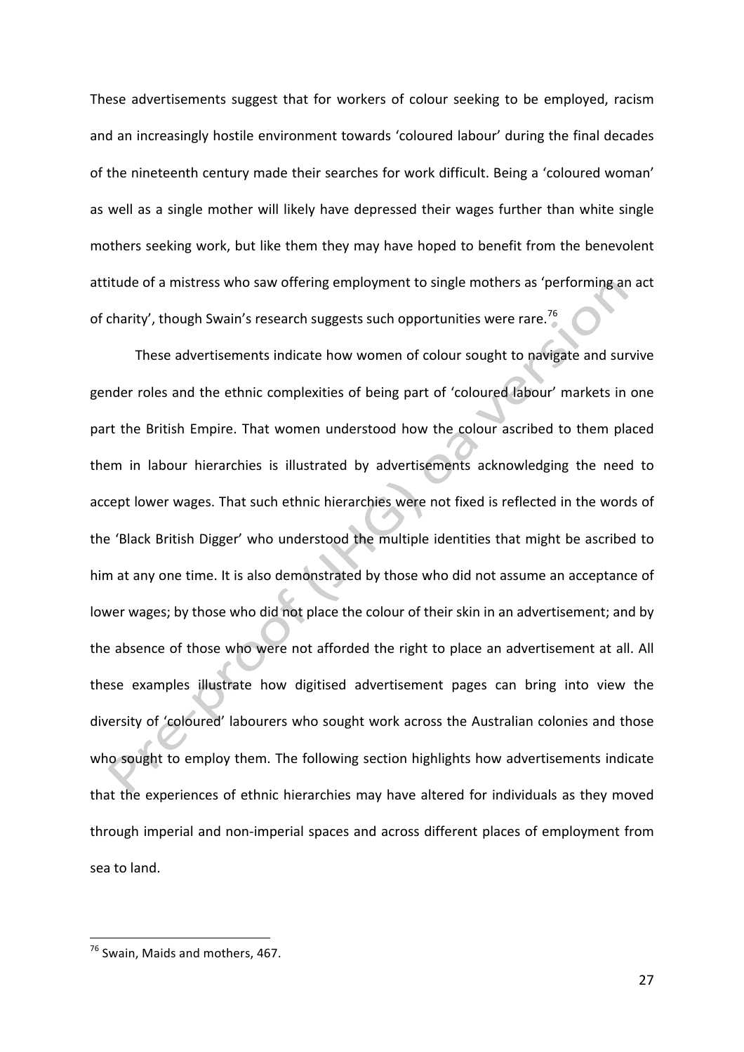These advertisements suggest that for workers of colour seeking to be employed, racism and an increasingly hostile environment towards 'coloured labour' during the final decades of the nineteenth century made their searches for work difficult. Being a 'coloured woman' as well as a single mother will likely have depressed their wages further than white single mothers seeking work, but like them they may have hoped to benefit from the benevolent attitude of a mistress who saw offering employment to single mothers as 'performing an act of charity', though Swain's research suggests such opportunities were rare.[76]

These advertisements indicate how women of colour sought to navigate and survive gender roles and the ethnic complexities of being part of 'coloured labour' markets in one part the British Empire. That women understood how the colour ascribed to them placed them in labour hierarchies is illustrated by advertisements acknowledging the need to accept lower wages. That such ethnic hierarchies were not fixed is reflected in the words of the 'Black British Digger' who understood the multiple identities that might be ascribed to him at any one time. It is also demonstrated by those who did not assume an acceptance of lower wages; by those who did not place the colour of their skin in an advertisement; and by the absence of those who were not afforded the right to place an advertisement at all. All these examples illustrate how digitised advertisement pages can bring into view the diversity of 'coloured' labourers who sought work across the Australian colonies and those who sought to employ them. The following section highlights how advertisements indicate that the experiences of ethnic hierarchies may have altered for individuals as they moved through imperial and non-imperial spaces and across different places of employment from sea to land.

[76] Swain, Maids and mothers, 467.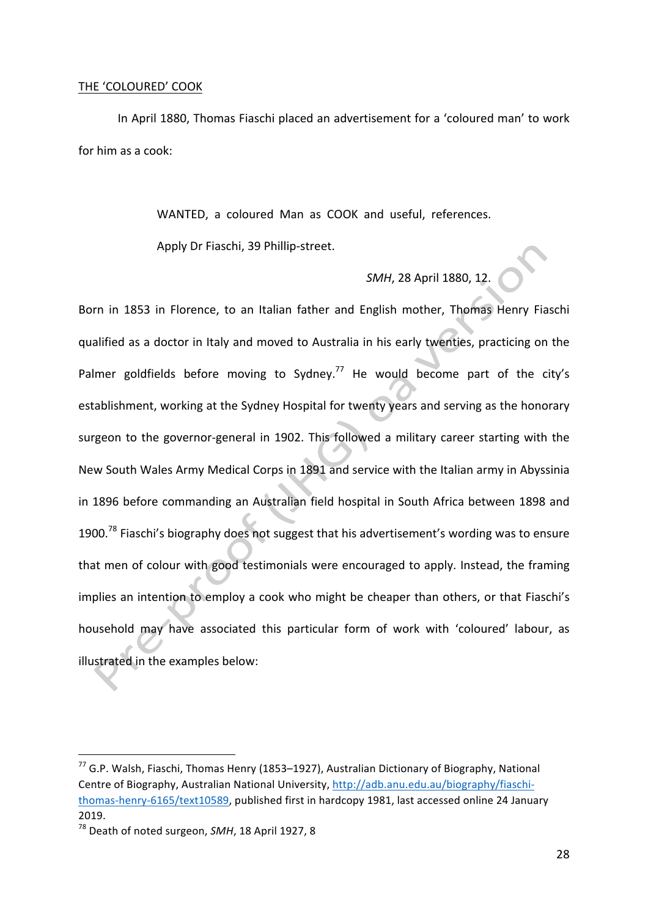<u>THE 'COLOURED' COOK</u>

In April 1880, Thomas Fiaschi placed an advertisement for a 'coloured man' to work for him as a cook:

> WANTED, a coloured Man as COOK and useful, references.
>
> Apply Dr Fiaschi, 39 Phillip-street.
>
> *SMH*, 28 April 1880, 12.

Born in 1853 in Florence, to an Italian father and English mother, Thomas Henry Fiaschi qualified as a doctor in Italy and moved to Australia in his early twenties, practicing on the Palmer goldfields before moving to Sydney.[77] He would become part of the city's establishment, working at the Sydney Hospital for twenty years and serving as the honorary surgeon to the governor-general in 1902. This followed a military career starting with the New South Wales Army Medical Corps in 1891 and service with the Italian army in Abyssinia in 1896 before commanding an Australian field hospital in South Africa between 1898 and 1900.[78] Fiaschi's biography does not suggest that his advertisement's wording was to ensure that men of colour with good testimonials were encouraged to apply. Instead, the framing implies an intention to employ a cook who might be cheaper than others, or that Fiaschi's household may have associated this particular form of work with 'coloured' labour, as illustrated in the examples below:

---

[77] G.P. Walsh, Fiaschi, Thomas Henry (1853–1927), Australian Dictionary of Biography, National Centre of Biography, Australian National University, http://adb.anu.edu.au/biography/fiaschi-thomas-henry-6165/text10589, published first in hardcopy 1981, last accessed online 24 January 2019.

[78] Death of noted surgeon, *SMH*, 18 April 1927, 8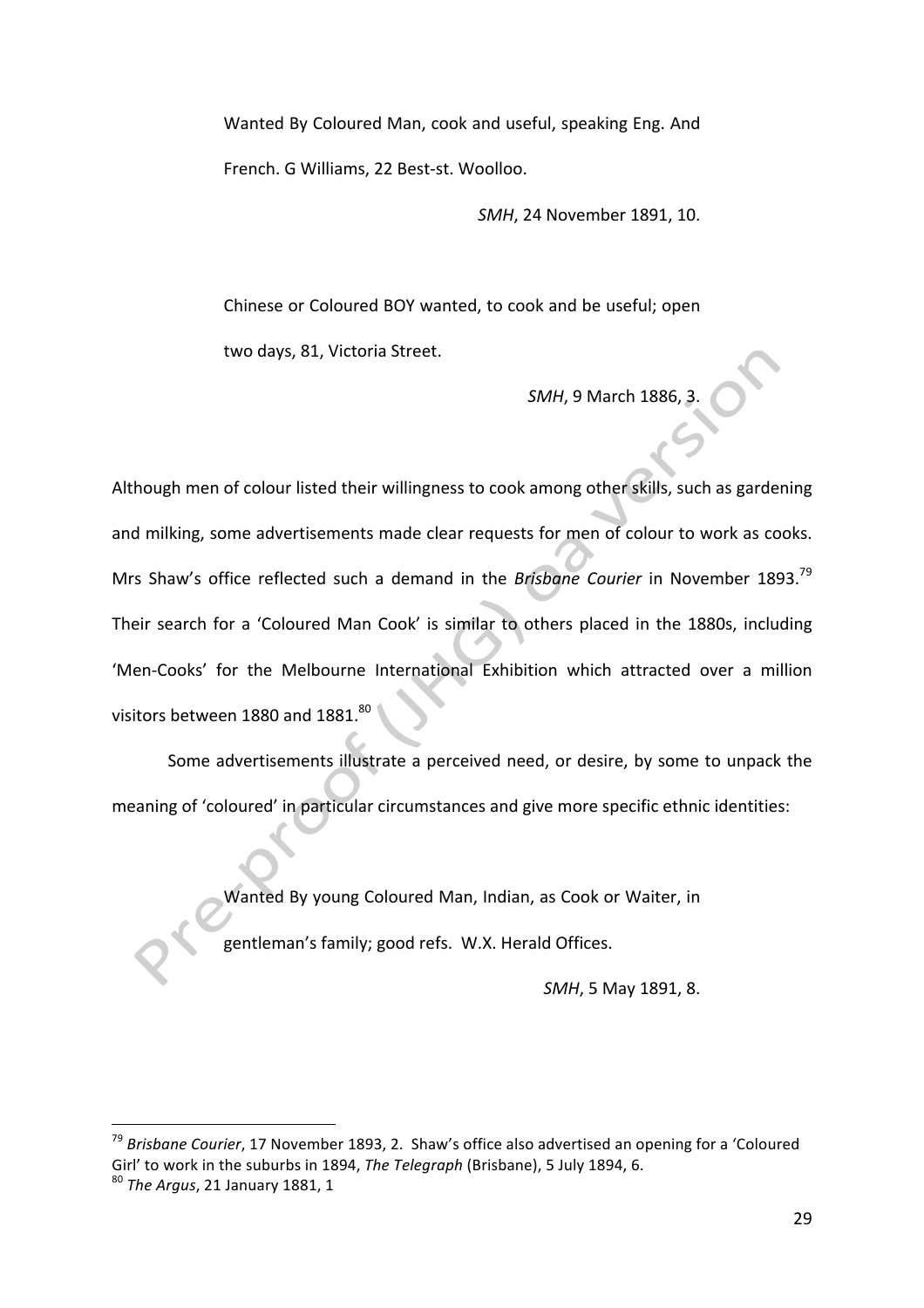> Wanted By Coloured Man, cook and useful, speaking Eng. And French. G Williams, 22 Best-st. Woolloo.
>
> *SMH*, 24 November 1891, 10.

> Chinese or Coloured BOY wanted, to cook and be useful; open two days, 81, Victoria Street.
>
> *SMH*, 9 March 1886, 3.

Although men of colour listed their willingness to cook among other skills, such as gardening and milking, some advertisements made clear requests for men of colour to work as cooks. Mrs Shaw's office reflected such a demand in the *Brisbane Courier* in November 1893.[79] Their search for a 'Coloured Man Cook' is similar to others placed in the 1880s, including 'Men-Cooks' for the Melbourne International Exhibition which attracted over a million visitors between 1880 and 1881.[80]

Some advertisements illustrate a perceived need, or desire, by some to unpack the meaning of 'coloured' in particular circumstances and give more specific ethnic identities:

> Wanted By young Coloured Man, Indian, as Cook or Waiter, in gentleman's family; good refs. W.X. Herald Offices.
>
> *SMH*, 5 May 1891, 8.

---

[79] *Brisbane Courier*, 17 November 1893, 2. Shaw's office also advertised an opening for a 'Coloured Girl' to work in the suburbs in 1894, *The Telegraph* (Brisbane), 5 July 1894, 6.

[80] *The Argus*, 21 January 1881, 1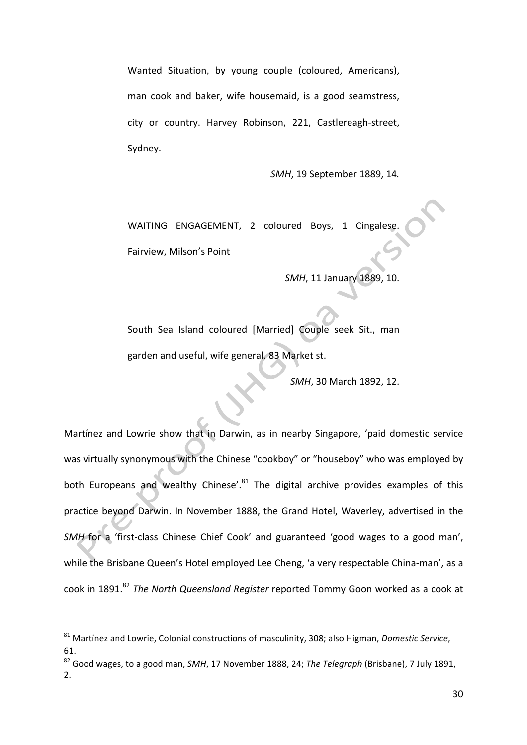> Wanted Situation, by young couple (coloured, Americans), man cook and baker, wife housemaid, is a good seamstress, city or country. Harvey Robinson, 221, Castlereagh-street, Sydney.
>
> *SMH*, 19 September 1889, 14.

> WAITING ENGAGEMENT, 2 coloured Boys, 1 Cingalese. Fairview, Milson's Point
>
> *SMH*, 11 January 1889, 10.

> South Sea Island coloured [Married] Couple seek Sit., man garden and useful, wife general. 83 Market st.
>
> *SMH*, 30 March 1892, 12.

Martínez and Lowrie show that in Darwin, as in nearby Singapore, 'paid domestic service was virtually synonymous with the Chinese "cookboy" or "houseboy" who was employed by both Europeans and wealthy Chinese'.[81] The digital archive provides examples of this practice beyond Darwin. In November 1888, the Grand Hotel, Waverley, advertised in the *SMH* for a 'first-class Chinese Chief Cook' and guaranteed 'good wages to a good man', while the Brisbane Queen's Hotel employed Lee Cheng, 'a very respectable China-man', as a cook in 1891.[82] *The North Queensland Register* reported Tommy Goon worked as a cook at

---

[81] Martínez and Lowrie, Colonial constructions of masculinity, 308; also Higman, *Domestic Service*, 61.

[82] Good wages, to a good man, *SMH*, 17 November 1888, 24; *The Telegraph* (Brisbane), 7 July 1891, 2.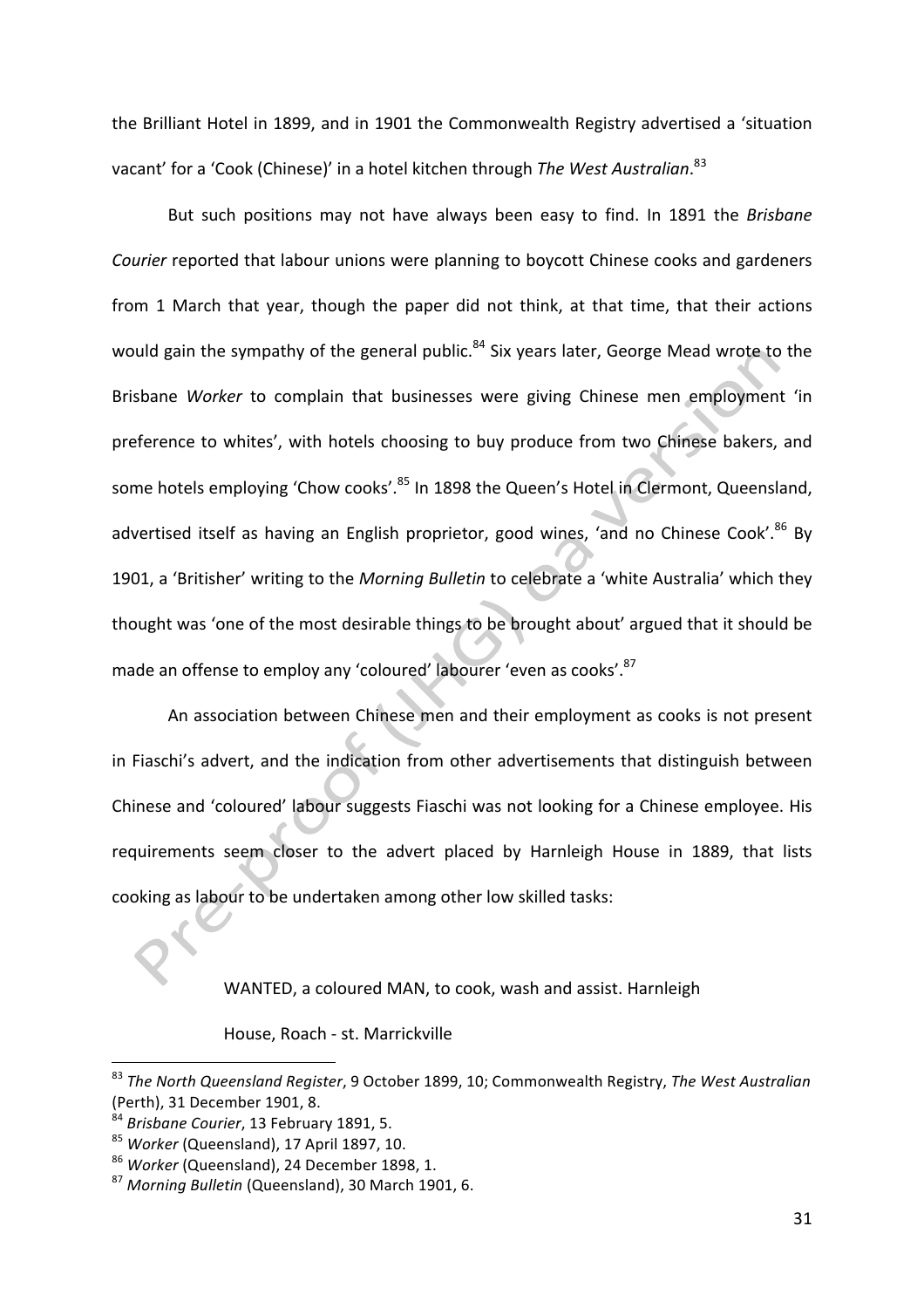the Brilliant Hotel in 1899, and in 1901 the Commonwealth Registry advertised a 'situation vacant' for a 'Cook (Chinese)' in a hotel kitchen through *The West Australian*.[83]

But such positions may not have always been easy to find. In 1891 the *Brisbane Courier* reported that labour unions were planning to boycott Chinese cooks and gardeners from 1 March that year, though the paper did not think, at that time, that their actions would gain the sympathy of the general public.[84] Six years later, George Mead wrote to the Brisbane *Worker* to complain that businesses were giving Chinese men employment 'in preference to whites', with hotels choosing to buy produce from two Chinese bakers, and some hotels employing 'Chow cooks'.[85] In 1898 the Queen's Hotel in Clermont, Queensland, advertised itself as having an English proprietor, good wines, 'and no Chinese Cook'.[86] By 1901, a 'Britisher' writing to the *Morning Bulletin* to celebrate a 'white Australia' which they thought was 'one of the most desirable things to be brought about' argued that it should be made an offense to employ any 'coloured' labourer 'even as cooks'.[87]

An association between Chinese men and their employment as cooks is not present in Fiaschi's advert, and the indication from other advertisements that distinguish between Chinese and 'coloured' labour suggests Fiaschi was not looking for a Chinese employee. His requirements seem closer to the advert placed by Harnleigh House in 1889, that lists cooking as labour to be undertaken among other low skilled tasks:

> WANTED, a coloured MAN, to cook, wash and assist. Harnleigh House, Roach - st. Marrickville

---

[83] *The North Queensland Register*, 9 October 1899, 10; Commonwealth Registry, *The West Australian* (Perth), 31 December 1901, 8.

[84] *Brisbane Courier*, 13 February 1891, 5.

[85] *Worker* (Queensland), 17 April 1897, 10.

[86] *Worker* (Queensland), 24 December 1898, 1.

[87] *Morning Bulletin* (Queensland), 30 March 1901, 6.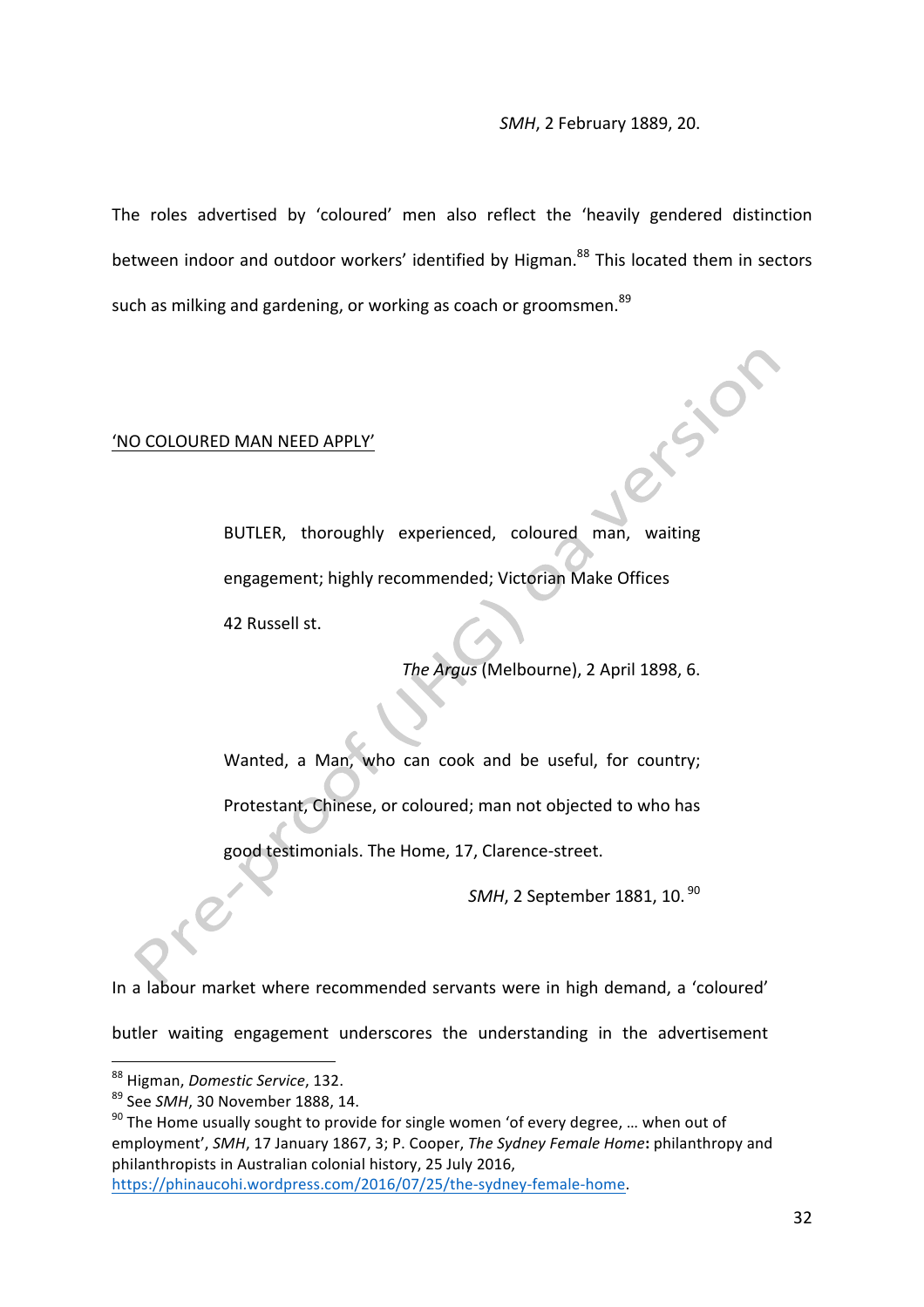*SMH*, 2 February 1889, 20.

The roles advertised by 'coloured' men also reflect the 'heavily gendered distinction between indoor and outdoor workers' identified by Higman.[88] This located them in sectors such as milking and gardening, or working as coach or groomsmen.[89]

'NO COLOURED MAN NEED APPLY'

> BUTLER, thoroughly experienced, coloured man, waiting engagement; highly recommended; Victorian Make Offices 42 Russell st.
>
> *The Argus* (Melbourne), 2 April 1898, 6.

> Wanted, a Man, who can cook and be useful, for country; Protestant, Chinese, or coloured; man not objected to who has good testimonials. The Home, 17, Clarence-street.
>
> *SMH*, 2 September 1881, 10.[90]

In a labour market where recommended servants were in high demand, a 'coloured' butler waiting engagement underscores the understanding in the advertisement

---

[88] Higman, *Domestic Service*, 132.

[89] See *SMH*, 30 November 1888, 14.

[90] The Home usually sought to provide for single women 'of every degree, … when out of employment', *SMH*, 17 January 1867, 3; P. Cooper, *The Sydney Female Home***:** philanthropy and philanthropists in Australian colonial history, 25 July 2016, https://phinaucohi.wordpress.com/2016/07/25/the-sydney-female-home.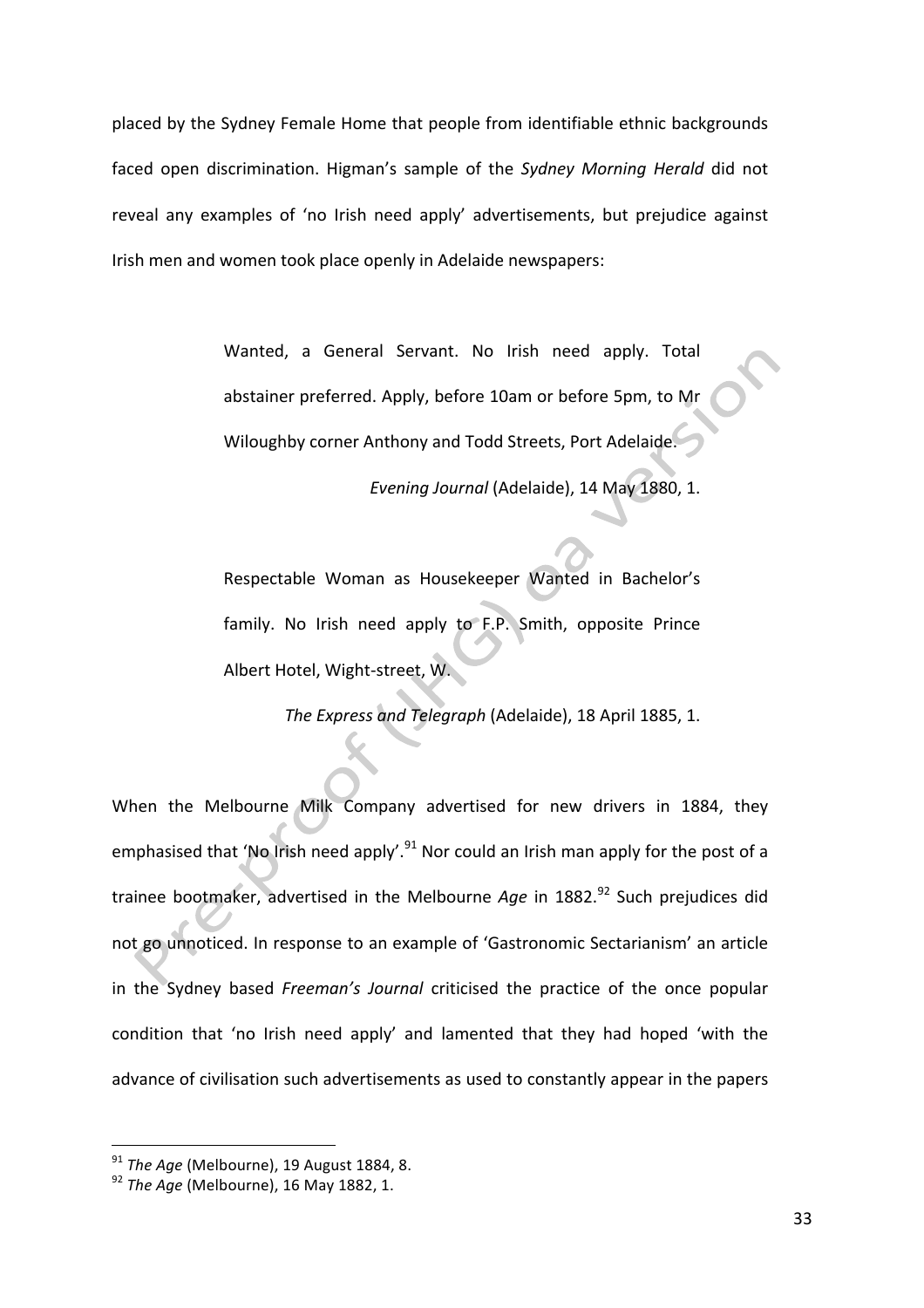placed by the Sydney Female Home that people from identifiable ethnic backgrounds faced open discrimination. Higman's sample of the *Sydney Morning Herald* did not reveal any examples of 'no Irish need apply' advertisements, but prejudice against Irish men and women took place openly in Adelaide newspapers:

> Wanted, a General Servant. No Irish need apply. Total abstainer preferred. Apply, before 10am or before 5pm, to Mr Wiloughby corner Anthony and Todd Streets, Port Adelaide.
>
> *Evening Journal* (Adelaide), 14 May 1880, 1.

> Respectable Woman as Housekeeper Wanted in Bachelor's family. No Irish need apply to F.P. Smith, opposite Prince Albert Hotel, Wight-street, W.
>
> *The Express and Telegraph* (Adelaide), 18 April 1885, 1.

When the Melbourne Milk Company advertised for new drivers in 1884, they emphasised that 'No Irish need apply'.[91] Nor could an Irish man apply for the post of a trainee bootmaker, advertised in the Melbourne *Age* in 1882.[92] Such prejudices did not go unnoticed. In response to an example of 'Gastronomic Sectarianism' an article in the Sydney based *Freeman's Journal* criticised the practice of the once popular condition that 'no Irish need apply' and lamented that they had hoped 'with the advance of civilisation such advertisements as used to constantly appear in the papers

---

[91] *The Age* (Melbourne), 19 August 1884, 8.

[92] *The Age* (Melbourne), 16 May 1882, 1.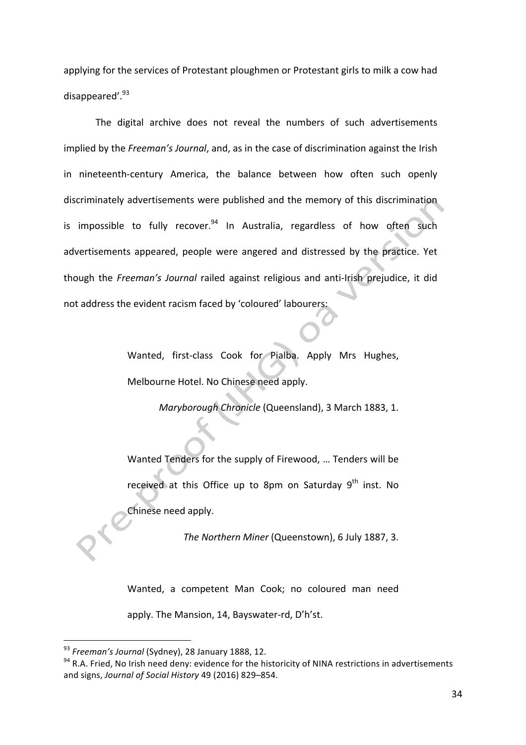applying for the services of Protestant ploughmen or Protestant girls to milk a cow had disappeared'.[93]

The digital archive does not reveal the numbers of such advertisements implied by the *Freeman's Journal*, and, as in the case of discrimination against the Irish in nineteenth-century America, the balance between how often such openly discriminately advertisements were published and the memory of this discrimination is impossible to fully recover.[94] In Australia, regardless of how often such advertisements appeared, people were angered and distressed by the practice. Yet though the *Freeman's Journal* railed against religious and anti-Irish prejudice, it did not address the evident racism faced by 'coloured' labourers:

> Wanted, first-class Cook for Pialba. Apply Mrs Hughes, Melbourne Hotel. No Chinese need apply.
>
> *Maryborough Chronicle* (Queensland), 3 March 1883, 1.

> Wanted Tenders for the supply of Firewood, … Tenders will be received at this Office up to 8pm on Saturday 9th inst. No Chinese need apply.
>
> *The Northern Miner* (Queenstown), 6 July 1887, 3.

> Wanted, a competent Man Cook; no coloured man need apply. The Mansion, 14, Bayswater-rd, D'h'st.

---

[93] *Freeman's Journal* (Sydney), 28 January 1888, 12.

[94] R.A. Fried, No Irish need deny: evidence for the historicity of NINA restrictions in advertisements and signs, *Journal of Social History* 49 (2016) 829–854.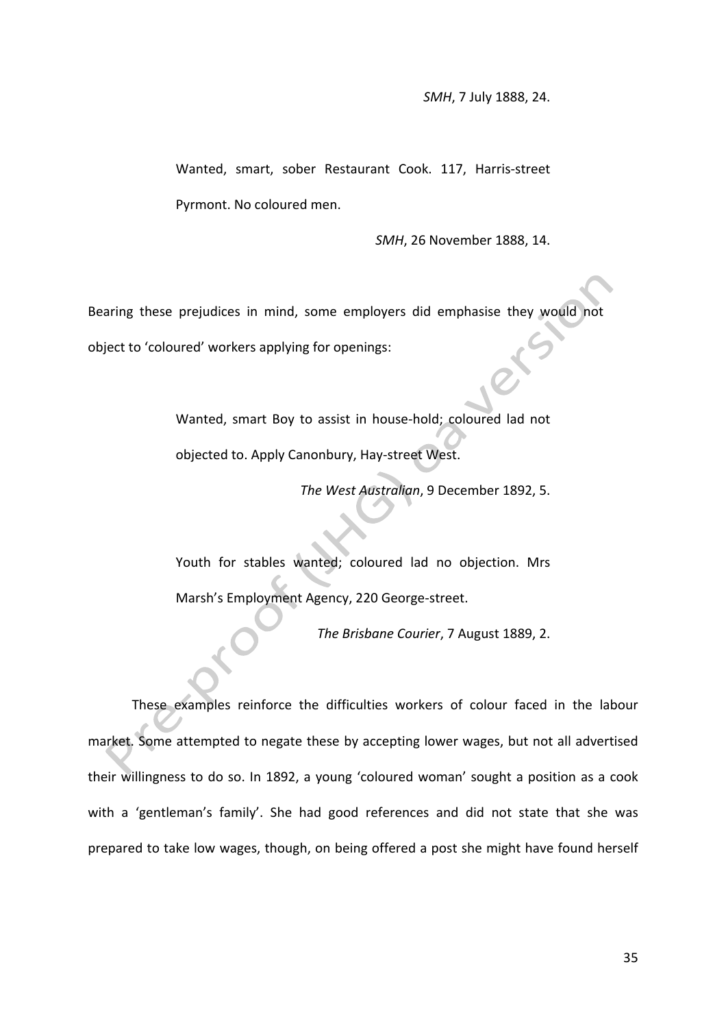*SMH*, 7 July 1888, 24.

> Wanted, smart, sober Restaurant Cook. 117, Harris-street Pyrmont. No coloured men.
>
> *SMH*, 26 November 1888, 14.

Bearing these prejudices in mind, some employers did emphasise they would not object to 'coloured' workers applying for openings:

> Wanted, smart Boy to assist in house-hold; coloured lad not objected to. Apply Canonbury, Hay-street West.
>
> *The West Australian*, 9 December 1892, 5.

> Youth for stables wanted; coloured lad no objection. Mrs Marsh's Employment Agency, 220 George-street.
>
> *The Brisbane Courier*, 7 August 1889, 2.

These examples reinforce the difficulties workers of colour faced in the labour market. Some attempted to negate these by accepting lower wages, but not all advertised their willingness to do so. In 1892, a young 'coloured woman' sought a position as a cook with a 'gentleman's family'. She had good references and did not state that she was prepared to take low wages, though, on being offered a post she might have found herself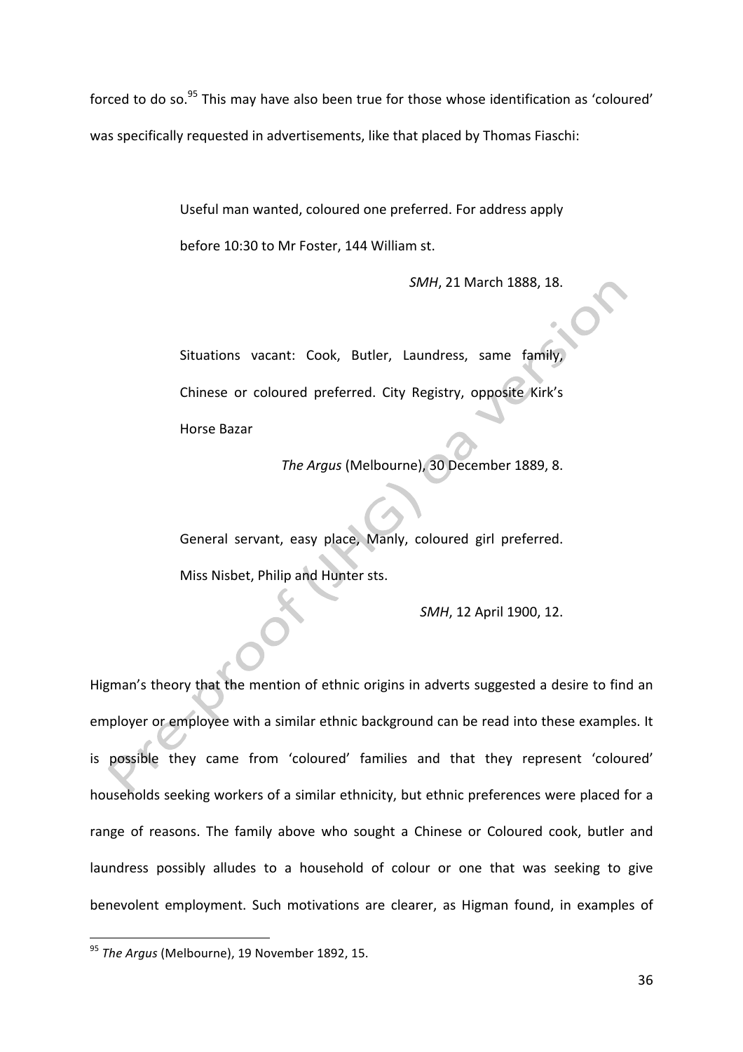forced to do so.[95] This may have also been true for those whose identification as 'coloured' was specifically requested in advertisements, like that placed by Thomas Fiaschi:

> Useful man wanted, coloured one preferred. For address apply before 10:30 to Mr Foster, 144 William st.
>
> *SMH*, 21 March 1888, 18.

> Situations vacant: Cook, Butler, Laundress, same family, Chinese or coloured preferred. City Registry, opposite Kirk's Horse Bazar
>
> *The Argus* (Melbourne), 30 December 1889, 8.

> General servant, easy place, Manly, coloured girl preferred. Miss Nisbet, Philip and Hunter sts.
>
> *SMH*, 12 April 1900, 12.

Higman's theory that the mention of ethnic origins in adverts suggested a desire to find an employer or employee with a similar ethnic background can be read into these examples. It is possible they came from 'coloured' families and that they represent 'coloured' households seeking workers of a similar ethnicity, but ethnic preferences were placed for a range of reasons. The family above who sought a Chinese or Coloured cook, butler and laundress possibly alludes to a household of colour or one that was seeking to give benevolent employment. Such motivations are clearer, as Higman found, in examples of

[95] *The Argus* (Melbourne), 19 November 1892, 15.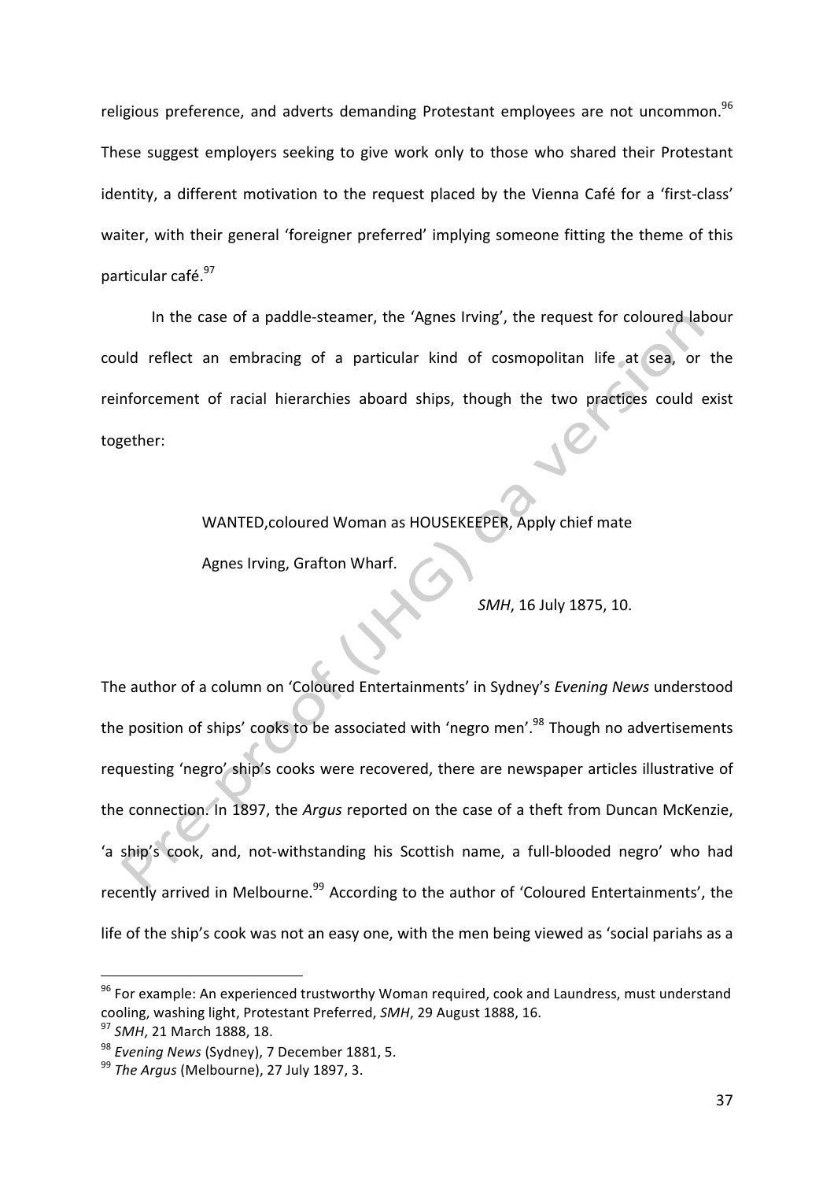religious preference, and adverts demanding Protestant employees are not uncommon.[96] These suggest employers seeking to give work only to those who shared their Protestant identity, a different motivation to the request placed by the Vienna Café for a 'first-class' waiter, with their general 'foreigner preferred' implying someone fitting the theme of this particular café.[97]

In the case of a paddle-steamer, the 'Agnes Irving', the request for coloured labour could reflect an embracing of a particular kind of cosmopolitan life at sea, or the reinforcement of racial hierarchies aboard ships, though the two practices could exist together:

> WANTED,coloured Woman as HOUSEKEEPER, Apply chief mate
>
> Agnes Irving, Grafton Wharf.
>
> *SMH*, 16 July 1875, 10.

The author of a column on 'Coloured Entertainments' in Sydney's *Evening News* understood the position of ships' cooks to be associated with 'negro men'.[98] Though no advertisements requesting 'negro' ship's cooks were recovered, there are newspaper articles illustrative of the connection. In 1897, the *Argus* reported on the case of a theft from Duncan McKenzie, 'a ship's cook, and, not-withstanding his Scottish name, a full-blooded negro' who had recently arrived in Melbourne.[99] According to the author of 'Coloured Entertainments', the life of the ship's cook was not an easy one, with the men being viewed as 'social pariahs as a

---

[96] For example: An experienced trustworthy Woman required, cook and Laundress, must understand cooling, washing light, Protestant Preferred, *SMH*, 29 August 1888, 16.

[97] *SMH*, 21 March 1888, 18.

[98] *Evening News* (Sydney), 7 December 1881, 5.

[99] *The Argus* (Melbourne), 27 July 1897, 3.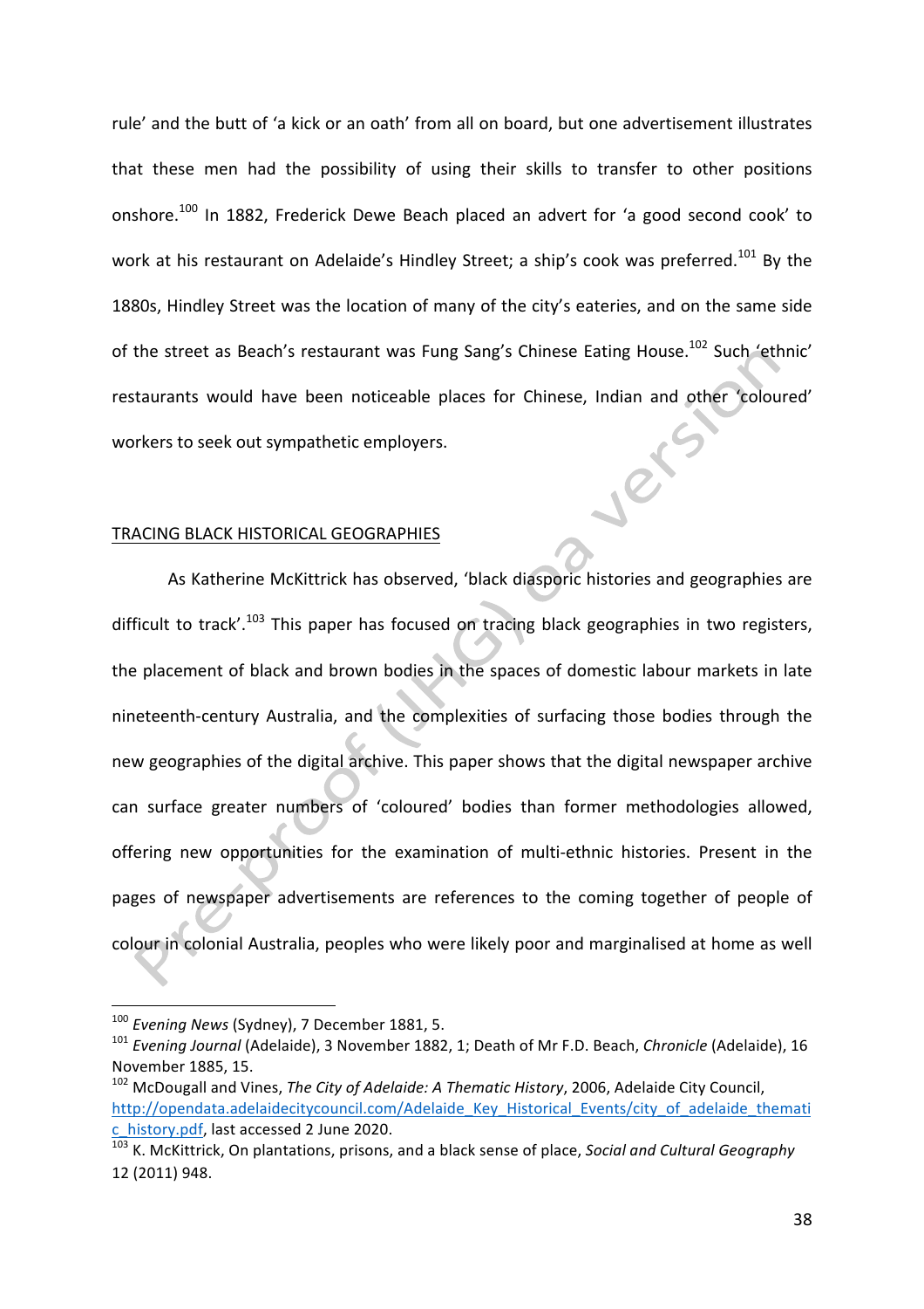rule' and the butt of 'a kick or an oath' from all on board, but one advertisement illustrates that these men had the possibility of using their skills to transfer to other positions onshore.[100] In 1882, Frederick Dewe Beach placed an advert for 'a good second cook' to work at his restaurant on Adelaide's Hindley Street; a ship's cook was preferred.[101] By the 1880s, Hindley Street was the location of many of the city's eateries, and on the same side of the street as Beach's restaurant was Fung Sang's Chinese Eating House.[102] Such 'ethnic' restaurants would have been noticeable places for Chinese, Indian and other 'coloured' workers to seek out sympathetic employers.

## TRACING BLACK HISTORICAL GEOGRAPHIES

As Katherine McKittrick has observed, 'black diasporic histories and geographies are difficult to track'.[103] This paper has focused on tracing black geographies in two registers, the placement of black and brown bodies in the spaces of domestic labour markets in late nineteenth-century Australia, and the complexities of surfacing those bodies through the new geographies of the digital archive. This paper shows that the digital newspaper archive can surface greater numbers of 'coloured' bodies than former methodologies allowed, offering new opportunities for the examination of multi-ethnic histories. Present in the pages of newspaper advertisements are references to the coming together of people of colour in colonial Australia, peoples who were likely poor and marginalised at home as well

---

[100] *Evening News* (Sydney), 7 December 1881, 5.

[101] *Evening Journal* (Adelaide), 3 November 1882, 1; Death of Mr F.D. Beach, *Chronicle* (Adelaide), 16 November 1885, 15.

[102] McDougall and Vines, *The City of Adelaide: A Thematic History*, 2006, Adelaide City Council, http://opendata.adelaidecitycouncil.com/Adelaide_Key_Historical_Events/city_of_adelaide_thematic_history.pdf, last accessed 2 June 2020.

[103] K. McKittrick, On plantations, prisons, and a black sense of place, *Social and Cultural Geography* 12 (2011) 948.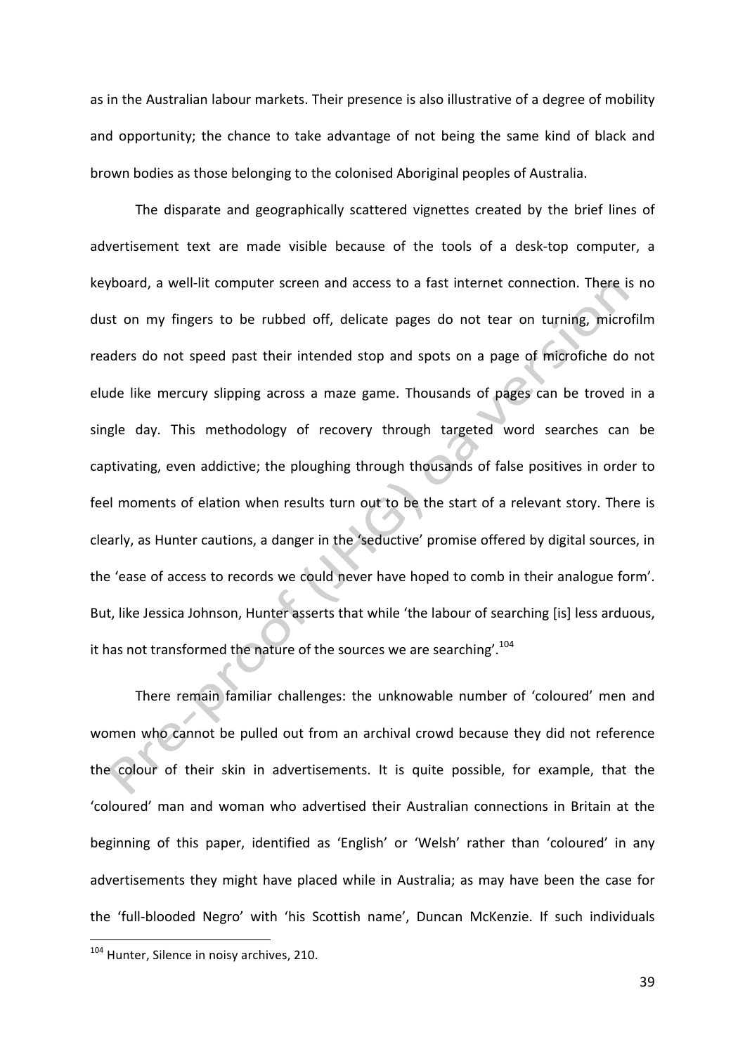as in the Australian labour markets. Their presence is also illustrative of a degree of mobility and opportunity; the chance to take advantage of not being the same kind of black and brown bodies as those belonging to the colonised Aboriginal peoples of Australia.

The disparate and geographically scattered vignettes created by the brief lines of advertisement text are made visible because of the tools of a desk-top computer, a keyboard, a well-lit computer screen and access to a fast internet connection. There is no dust on my fingers to be rubbed off, delicate pages do not tear on turning, microfilm readers do not speed past their intended stop and spots on a page of microfiche do not elude like mercury slipping across a maze game. Thousands of pages can be troved in a single day. This methodology of recovery through targeted word searches can be captivating, even addictive; the ploughing through thousands of false positives in order to feel moments of elation when results turn out to be the start of a relevant story. There is clearly, as Hunter cautions, a danger in the 'seductive' promise offered by digital sources, in the 'ease of access to records we could never have hoped to comb in their analogue form'. But, like Jessica Johnson, Hunter asserts that while 'the labour of searching [is] less arduous, it has not transformed the nature of the sources we are searching'.[104]

There remain familiar challenges: the unknowable number of 'coloured' men and women who cannot be pulled out from an archival crowd because they did not reference the colour of their skin in advertisements. It is quite possible, for example, that the 'coloured' man and woman who advertised their Australian connections in Britain at the beginning of this paper, identified as 'English' or 'Welsh' rather than 'coloured' in any advertisements they might have placed while in Australia; as may have been the case for the 'full-blooded Negro' with 'his Scottish name', Duncan McKenzie. If such individuals

[104] Hunter, Silence in noisy archives, 210.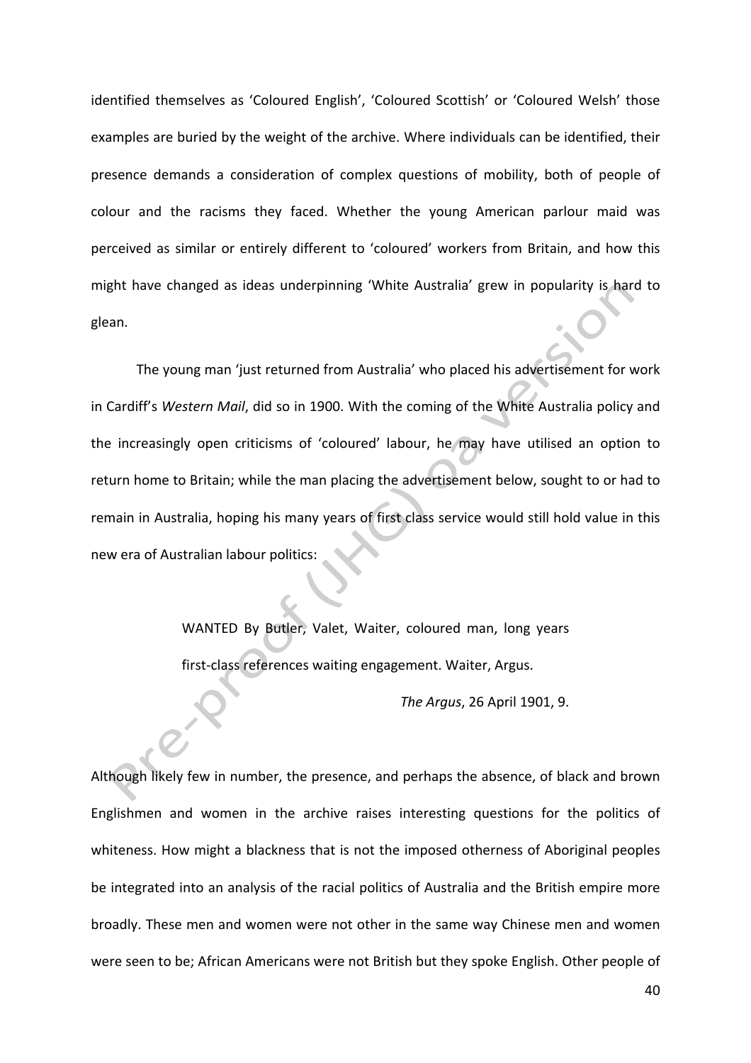identified themselves as 'Coloured English', 'Coloured Scottish' or 'Coloured Welsh' those examples are buried by the weight of the archive. Where individuals can be identified, their presence demands a consideration of complex questions of mobility, both of people of colour and the racisms they faced. Whether the young American parlour maid was perceived as similar or entirely different to 'coloured' workers from Britain, and how this might have changed as ideas underpinning 'White Australia' grew in popularity is hard to glean.

The young man 'just returned from Australia' who placed his advertisement for work in Cardiff's *Western Mail*, did so in 1900. With the coming of the White Australia policy and the increasingly open criticisms of 'coloured' labour, he may have utilised an option to return home to Britain; while the man placing the advertisement below, sought to or had to remain in Australia, hoping his many years of first class service would still hold value in this new era of Australian labour politics:

> WANTED By Butler, Valet, Waiter, coloured man, long years first-class references waiting engagement. Waiter, Argus.
>
> *The Argus*, 26 April 1901, 9.

Although likely few in number, the presence, and perhaps the absence, of black and brown Englishmen and women in the archive raises interesting questions for the politics of whiteness. How might a blackness that is not the imposed otherness of Aboriginal peoples be integrated into an analysis of the racial politics of Australia and the British empire more broadly. These men and women were not other in the same way Chinese men and women were seen to be; African Americans were not British but they spoke English. Other people of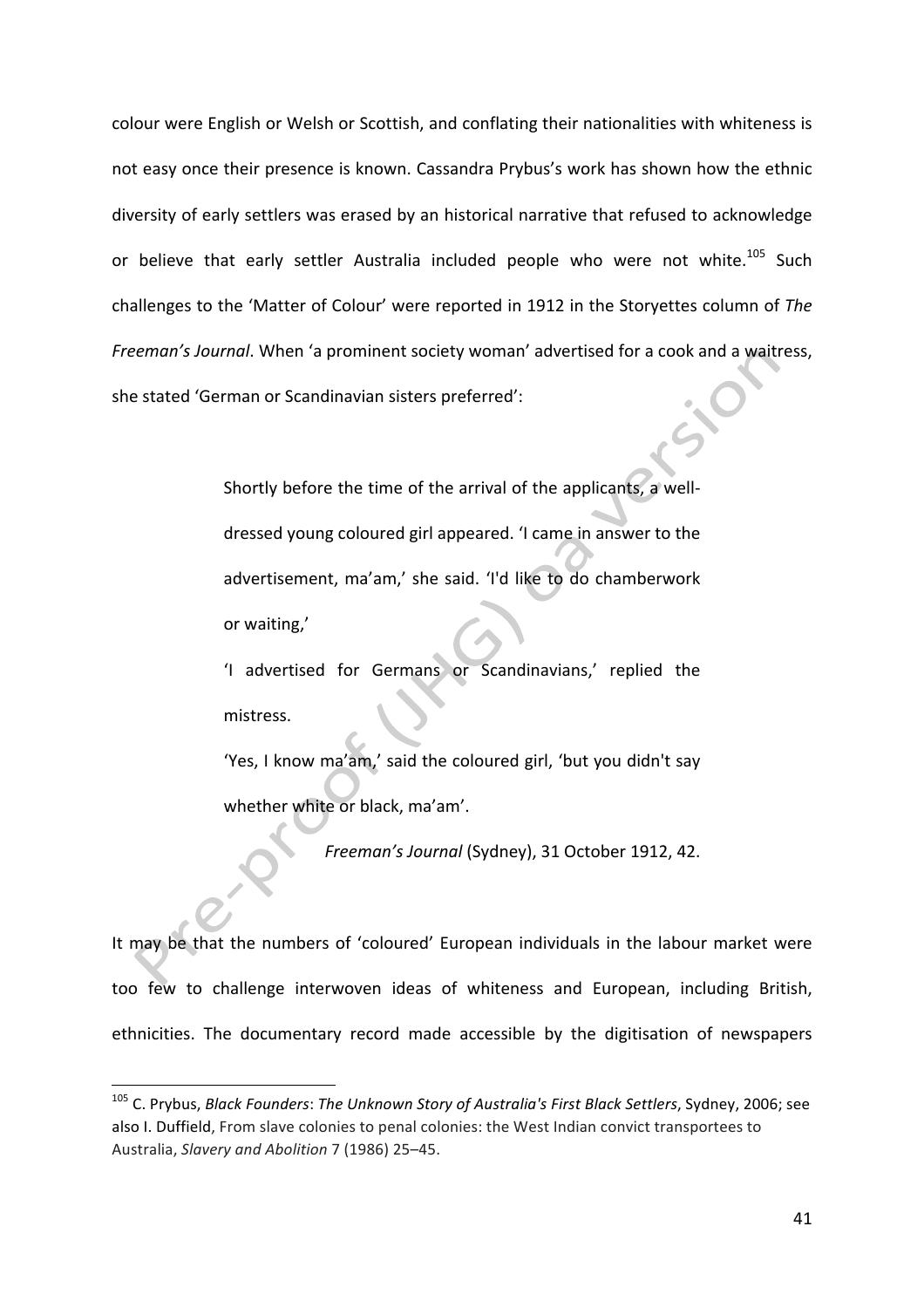colour were English or Welsh or Scottish, and conflating their nationalities with whiteness is not easy once their presence is known. Cassandra Prybus's work has shown how the ethnic diversity of early settlers was erased by an historical narrative that refused to acknowledge or believe that early settler Australia included people who were not white.[105] Such challenges to the 'Matter of Colour' were reported in 1912 in the Storyettes column of *The Freeman's Journal*. When 'a prominent society woman' advertised for a cook and a waitress, she stated 'German or Scandinavian sisters preferred':

> Shortly before the time of the arrival of the applicants, a well-dressed young coloured girl appeared. 'I came in answer to the advertisement, ma'am,' she said. 'I'd like to do chamberwork or waiting,'
>
> 'I advertised for Germans or Scandinavians,' replied the mistress.
>
> 'Yes, I know ma'am,' said the coloured girl, 'but you didn't say whether white or black, ma'am'.
>
> *Freeman's Journal* (Sydney), 31 October 1912, 42.

It may be that the numbers of 'coloured' European individuals in the labour market were too few to challenge interwoven ideas of whiteness and European, including British, ethnicities. The documentary record made accessible by the digitisation of newspapers

---

[105] C. Prybus, *Black Founders*: *The Unknown Story of Australia's First Black Settlers*, Sydney, 2006; see also I. Duffield, From slave colonies to penal colonies: the West Indian convict transportees to Australia, *Slavery and Abolition* 7 (1986) 25–45.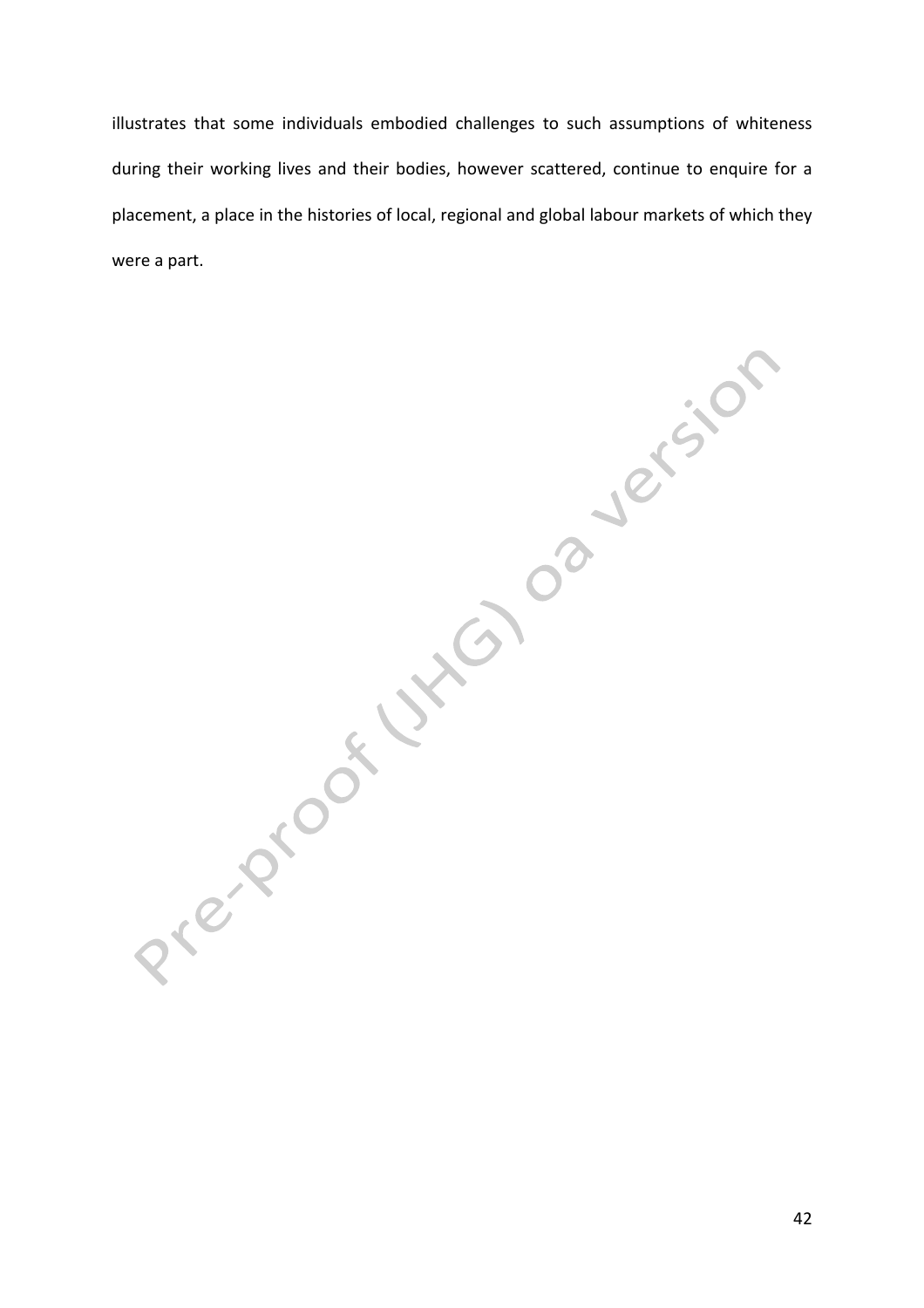illustrates that some individuals embodied challenges to such assumptions of whiteness during their working lives and their bodies, however scattered, continue to enquire for a placement, a place in the histories of local, regional and global labour markets of which they were a part.